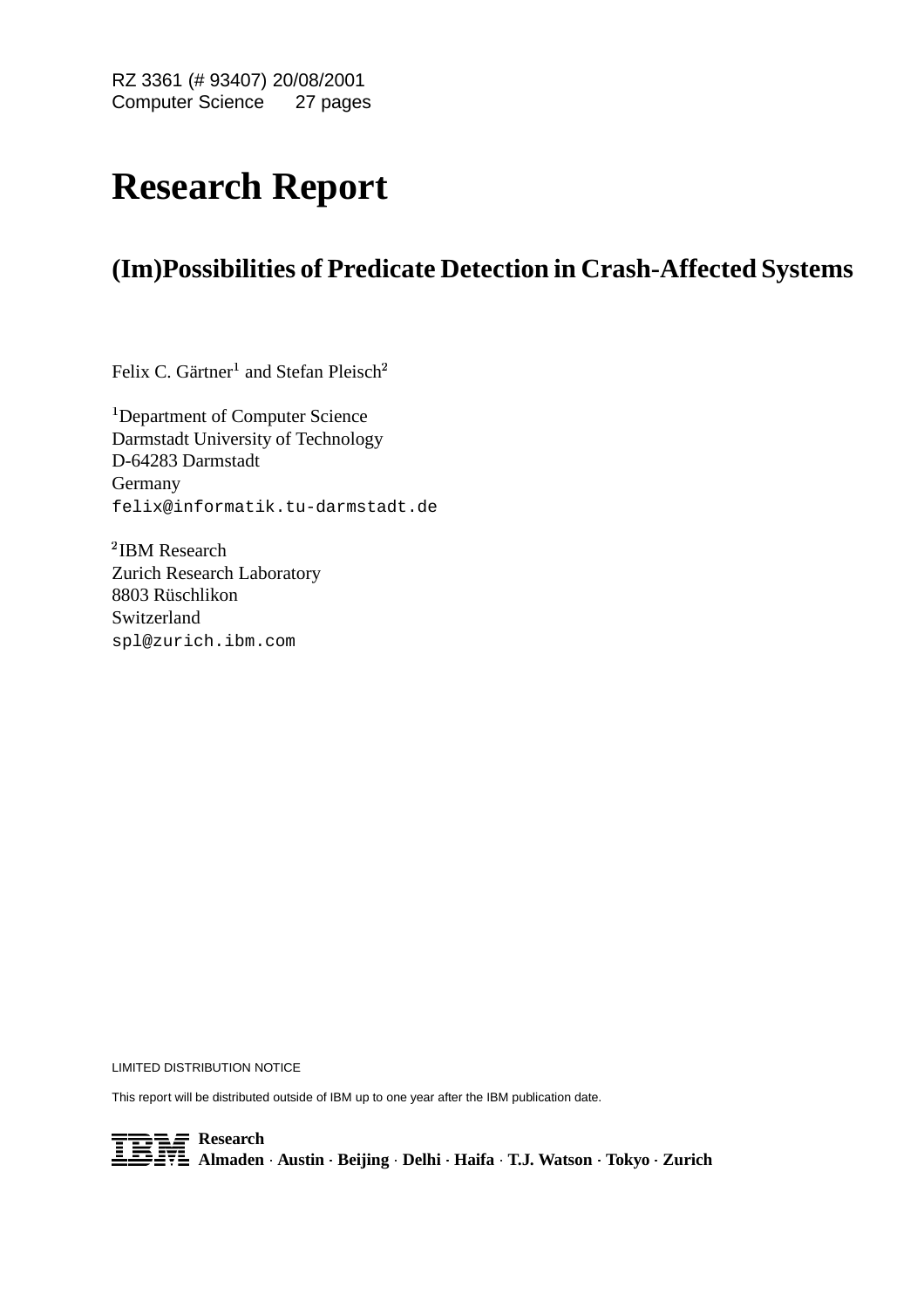RZ 3361 (# 93407) 20/08/2001
Computer Science 27 pages

# Research Report

## (Im)Possibilities of Predicate Detection in Crash-Affected Systems

Felix C. Gärtner[1] and Stefan Pleisch[2]

[1]Department of Computer Science
Darmstadt University of Technology
D-64283 Darmstadt
Germany
felix@informatik.tu-darmstadt.de

[2]IBM Research
Zurich Research Laboratory
8803 Rüschlikon
Switzerland
spl@zurich.ibm.com

LIMITED DISTRIBUTION NOTICE

This report will be distributed outside of IBM up to one year after the IBM publication date.

**Research**
**Almaden · Austin · Beijing · Delhi · Haifa · T.J. Watson · Tokyo · Zurich**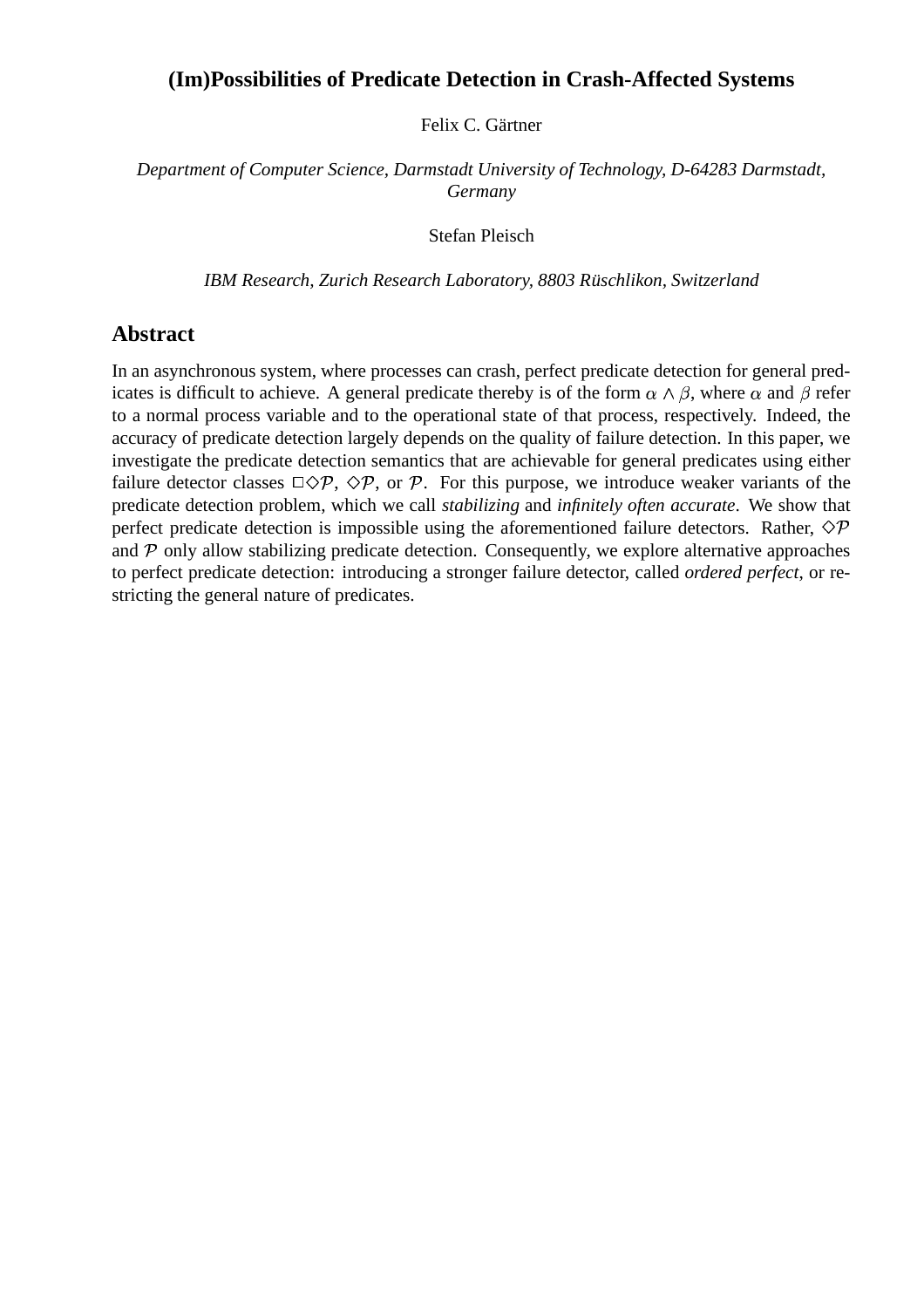# (Im)Possibilities of Predicate Detection in Crash-Affected Systems

Felix C. Gärtner

*Department of Computer Science, Darmstadt University of Technology, D-64283 Darmstadt, Germany*

Stefan Pleisch

*IBM Research, Zurich Research Laboratory, 8803 Rüschlikon, Switzerland*

## Abstract

In an asynchronous system, where processes can crash, perfect predicate detection for general predicates is difficult to achieve. A general predicate thereby is of the form $\alpha \wedge \beta$, where $\alpha$ and $\beta$ refer to a normal process variable and to the operational state of that process, respectively. Indeed, the accuracy of predicate detection largely depends on the quality of failure detection. In this paper, we investigate the predicate detection semantics that are achievable for general predicates using either failure detector classes $\Box\Diamond\mathcal{P}$, $\Diamond\mathcal{P}$, or $\mathcal{P}$. For this purpose, we introduce weaker variants of the predicate detection problem, which we call *stabilizing* and *infinitely often accurate*. We show that perfect predicate detection is impossible using the aforementioned failure detectors. Rather, $\Diamond\mathcal{P}$ and $\mathcal{P}$ only allow stabilizing predicate detection. Consequently, we explore alternative approaches to perfect predicate detection: introducing a stronger failure detector, called *ordered perfect*, or restricting the general nature of predicates.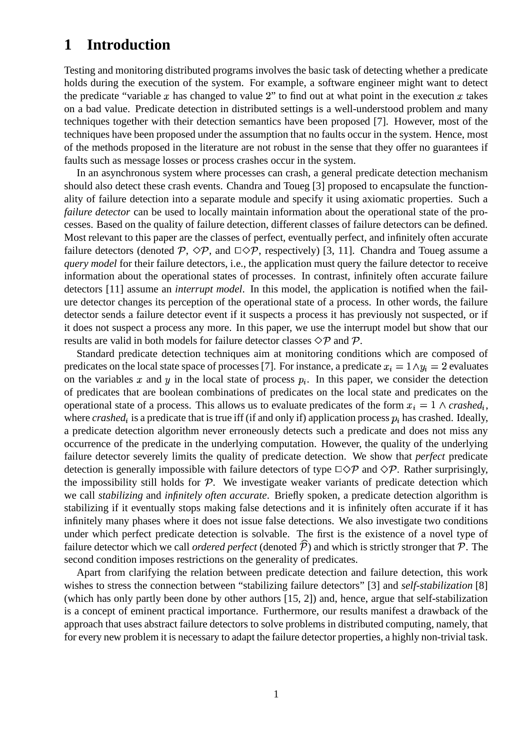# 1 Introduction

Testing and monitoring distributed programs involves the basic task of detecting whether a predicate holds during the execution of the system. For example, a software engineer might want to detect the predicate "variable $x$ has changed to value $2$" to find out at what point in the execution $x$ takes on a bad value. Predicate detection in distributed settings is a well-understood problem and many techniques together with their detection semantics have been proposed [7]. However, most of the techniques have been proposed under the assumption that no faults occur in the system. Hence, most of the methods proposed in the literature are not robust in the sense that they offer no guarantees if faults such as message losses or process crashes occur in the system.

In an asynchronous system where processes can crash, a general predicate detection mechanism should also detect these crash events. Chandra and Toueg [3] proposed to encapsulate the functionality of failure detection into a separate module and specify it using axiomatic properties. Such a *failure detector* can be used to locally maintain information about the operational state of the processes. Based on the quality of failure detection, different classes of failure detectors can be defined. Most relevant to this paper are the classes of perfect, eventually perfect, and infinitely often accurate failure detectors (denoted $\mathcal{P}$, $\diamond\mathcal{P}$, and $\Box\diamond\mathcal{P}$, respectively) [3, 11]. Chandra and Toueg assume a *query model* for their failure detectors, i.e., the application must query the failure detector to receive information about the operational states of processes. In contrast, infinitely often accurate failure detectors [11] assume an *interrupt model*. In this model, the application is notified when the failure detector changes its perception of the operational state of a process. In other words, the failure detector sends a failure detector event if it suspects a process it has previously not suspected, or if it does not suspect a process any more. In this paper, we use the interrupt model but show that our results are valid in both models for failure detector classes $\diamond\mathcal{P}$ and $\mathcal{P}$.

Standard predicate detection techniques aim at monitoring conditions which are composed of predicates on the local state space of processes [7]. For instance, a predicate $x_i = 1 \wedge y_i = 2$ evaluates on the variables $x$ and $y$ in the local state of process $p_i$. In this paper, we consider the detection of predicates that are boolean combinations of predicates on the local state and predicates on the operational state of a process. This allows us to evaluate predicates of the form $x_i = 1 \wedge \textit{crashed}_i$, where $\textit{crashed}_i$ is a predicate that is true iff (if and only if) application process $p_i$ has crashed. Ideally, a predicate detection algorithm never erroneously detects such a predicate and does not miss any occurrence of the predicate in the underlying computation. However, the quality of the underlying failure detector severely limits the quality of predicate detection. We show that *perfect* predicate detection is generally impossible with failure detectors of type $\Box\diamond\mathcal{P}$ and $\diamond\mathcal{P}$. Rather surprisingly, the impossibility still holds for $\mathcal{P}$. We investigate weaker variants of predicate detection which we call *stabilizing* and *infinitely often accurate*. Briefly spoken, a predicate detection algorithm is stabilizing if it eventually stops making false detections and it is infinitely often accurate if it has infinitely many phases where it does not issue false detections. We also investigate two conditions under which perfect predicate detection is solvable. The first is the existence of a novel type of failure detector which we call *ordered perfect* (denoted $\widehat{\mathcal{P}}$) and which is strictly stronger that $\mathcal{P}$. The second condition imposes restrictions on the generality of predicates.

Apart from clarifying the relation between predicate detection and failure detection, this work wishes to stress the connection between "stabilizing failure detectors" [3] and *self-stabilization* [8] (which has only partly been done by other authors [15, 2]) and, hence, argue that self-stabilization is a concept of eminent practical importance. Furthermore, our results manifest a drawback of the approach that uses abstract failure detectors to solve problems in distributed computing, namely, that for every new problem it is necessary to adapt the failure detector properties, a highly non-trivial task.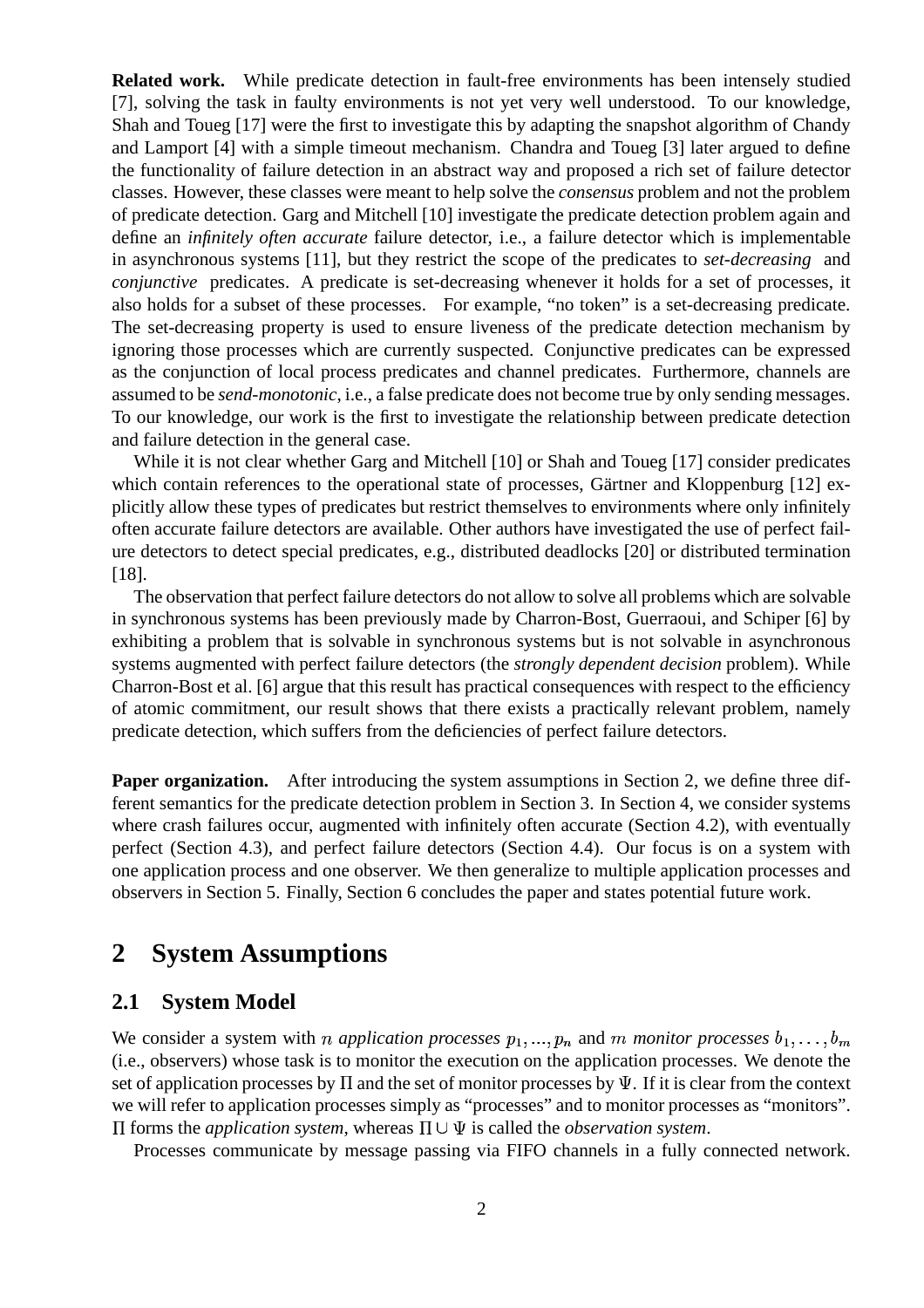**Related work.** While predicate detection in fault-free environments has been intensely studied [7], solving the task in faulty environments is not yet very well understood. To our knowledge, Shah and Toueg [17] were the first to investigate this by adapting the snapshot algorithm of Chandy and Lamport [4] with a simple timeout mechanism. Chandra and Toueg [3] later argued to define the functionality of failure detection in an abstract way and proposed a rich set of failure detector classes. However, these classes were meant to help solve the *consensus* problem and not the problem of predicate detection. Garg and Mitchell [10] investigate the predicate detection problem again and define an *infinitely often accurate* failure detector, i.e., a failure detector which is implementable in asynchronous systems [11], but they restrict the scope of the predicates to *set-decreasing* and *conjunctive* predicates. A predicate is set-decreasing whenever it holds for a set of processes, it also holds for a subset of these processes. For example, "no token" is a set-decreasing predicate. The set-decreasing property is used to ensure liveness of the predicate detection mechanism by ignoring those processes which are currently suspected. Conjunctive predicates can be expressed as the conjunction of local process predicates and channel predicates. Furthermore, channels are assumed to be *send-monotonic*, i.e., a false predicate does not become true by only sending messages. To our knowledge, our work is the first to investigate the relationship between predicate detection and failure detection in the general case.

While it is not clear whether Garg and Mitchell [10] or Shah and Toueg [17] consider predicates which contain references to the operational state of processes, Gärtner and Kloppenburg [12] explicitly allow these types of predicates but restrict themselves to environments where only infinitely often accurate failure detectors are available. Other authors have investigated the use of perfect failure detectors to detect special predicates, e.g., distributed deadlocks [20] or distributed termination [18].

The observation that perfect failure detectors do not allow to solve all problems which are solvable in synchronous systems has been previously made by Charron-Bost, Guerraoui, and Schiper [6] by exhibiting a problem that is solvable in synchronous systems but is not solvable in asynchronous systems augmented with perfect failure detectors (the *strongly dependent decision* problem). While Charron-Bost et al. [6] argue that this result has practical consequences with respect to the efficiency of atomic commitment, our result shows that there exists a practically relevant problem, namely predicate detection, which suffers from the deficiencies of perfect failure detectors.

**Paper organization.** After introducing the system assumptions in Section 2, we define three different semantics for the predicate detection problem in Section 3. In Section 4, we consider systems where crash failures occur, augmented with infinitely often accurate (Section 4.2), with eventually perfect (Section 4.3), and perfect failure detectors (Section 4.4). Our focus is on a system with one application process and one observer. We then generalize to multiple application processes and observers in Section 5. Finally, Section 6 concludes the paper and states potential future work.

## 2 System Assumptions

### 2.1 System Model

We consider a system with $n$ *application processes* $p_1, ..., p_n$ and $m$ *monitor processes* $b_1, \ldots, b_m$ (i.e., observers) whose task is to monitor the execution on the application processes. We denote the set of application processes by $\Pi$ and the set of monitor processes by $\Psi$. If it is clear from the context we will refer to application processes simply as "processes" and to monitor processes as "monitors". $\Pi$ forms the *application system*, whereas $\Pi \cup \Psi$ is called the *observation system*.

Processes communicate by message passing via FIFO channels in a fully connected network.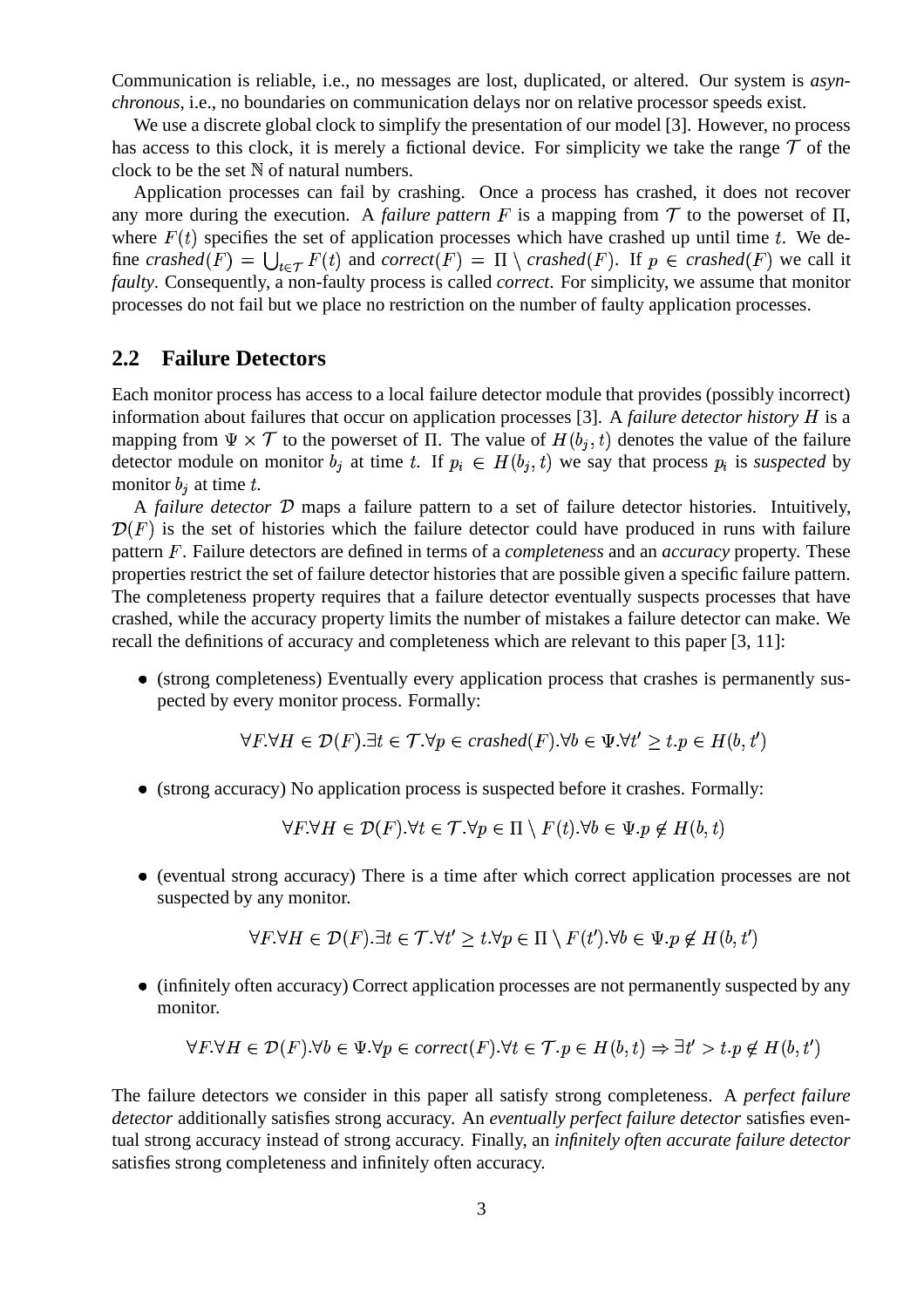Communication is reliable, i.e., no messages are lost, duplicated, or altered. Our system is *asynchronous*, i.e., no boundaries on communication delays nor on relative processor speeds exist.

We use a discrete global clock to simplify the presentation of our model [3]. However, no process has access to this clock, it is merely a fictional device. For simplicity we take the range $\mathcal{T}$ of the clock to be the set $\mathbb{N}$ of natural numbers.

Application processes can fail by crashing. Once a process has crashed, it does not recover any more during the execution. A *failure pattern* $F$ is a mapping from $\mathcal{T}$ to the powerset of $\Pi$, where $F(t)$ specifies the set of application processes which have crashed up until time $t$. We define $\mathit{crashed}(F) = \bigcup_{t \in \mathcal{T}} F(t)$ and $\mathit{correct}(F) = \Pi \setminus \mathit{crashed}(F)$. If $p \in \mathit{crashed}(F)$ we call it *faulty*. Consequently, a non-faulty process is called *correct*. For simplicity, we assume that monitor processes do not fail but we place no restriction on the number of faulty application processes.

## 2.2 Failure Detectors

Each monitor process has access to a local failure detector module that provides (possibly incorrect) information about failures that occur on application processes [3]. A *failure detector history* $H$ is a mapping from $\Psi \times \mathcal{T}$ to the powerset of $\Pi$. The value of $H(b_j, t)$ denotes the value of the failure detector module on monitor $b_j$ at time $t$. If $p_i \in H(b_j, t)$ we say that process $p_i$ is *suspected* by monitor $b_j$ at time $t$.

A *failure detector* $\mathcal{D}$ maps a failure pattern to a set of failure detector histories. Intuitively, $\mathcal{D}(F)$ is the set of histories which the failure detector could have produced in runs with failure pattern $F$. Failure detectors are defined in terms of a *completeness* and an *accuracy* property. These properties restrict the set of failure detector histories that are possible given a specific failure pattern. The completeness property requires that a failure detector eventually suspects processes that have crashed, while the accuracy property limits the number of mistakes a failure detector can make. We recall the definitions of accuracy and completeness which are relevant to this paper [3, 11]:

- (strong completeness) Eventually every application process that crashes is permanently suspected by every monitor process. Formally:

$$\forall F. \forall H \in \mathcal{D}(F). \exists t \in \mathcal{T}. \forall p \in \mathit{crashed}(F). \forall b \in \Psi. \forall t' \geq t. p \in H(b, t')$$

- (strong accuracy) No application process is suspected before it crashes. Formally:

$$\forall F. \forall H \in \mathcal{D}(F). \forall t \in \mathcal{T}. \forall p \in \Pi \setminus F(t). \forall b \in \Psi. p \notin H(b, t)$$

- (eventual strong accuracy) There is a time after which correct application processes are not suspected by any monitor.

$$\forall F. \forall H \in \mathcal{D}(F). \exists t \in \mathcal{T}. \forall t' \geq t. \forall p \in \Pi \setminus F(t'). \forall b \in \Psi. p \notin H(b, t')$$

- (infinitely often accuracy) Correct application processes are not permanently suspected by any monitor.

$$\forall F. \forall H \in \mathcal{D}(F). \forall b \in \Psi. \forall p \in \mathit{correct}(F). \forall t \in \mathcal{T}. p \in H(b, t) \Rightarrow \exists t' > t. p \notin H(b, t')$$

The failure detectors we consider in this paper all satisfy strong completeness. A *perfect failure detector* additionally satisfies strong accuracy. An *eventually perfect failure detector* satisfies eventual strong accuracy instead of strong accuracy. Finally, an *infinitely often accurate failure detector* satisfies strong completeness and infinitely often accuracy.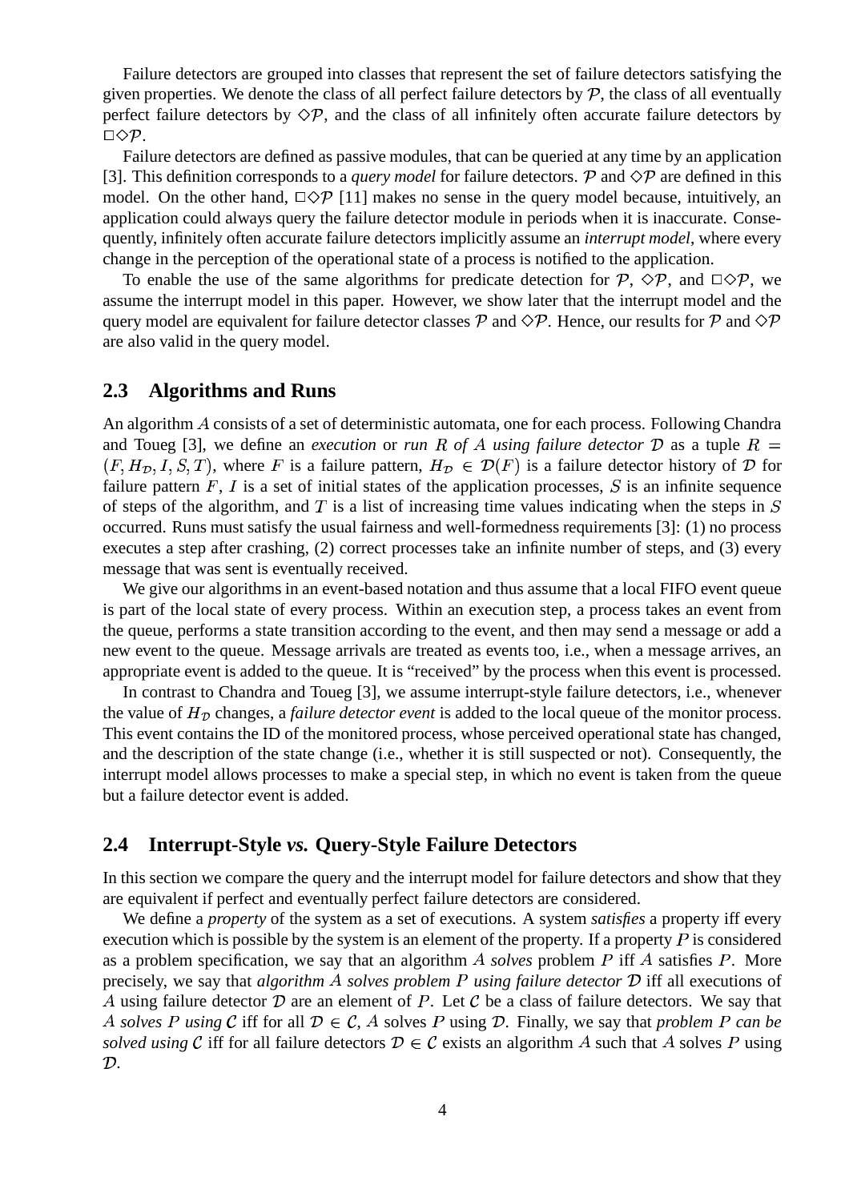Failure detectors are grouped into classes that represent the set of failure detectors satisfying the given properties. We denote the class of all perfect failure detectors by $\mathcal{P}$, the class of all eventually perfect failure detectors by $\Diamond\mathcal{P}$, and the class of all infinitely often accurate failure detectors by $\Box\Diamond\mathcal{P}$.

Failure detectors are defined as passive modules, that can be queried at any time by an application [3]. This definition corresponds to a *query model* for failure detectors. $\mathcal{P}$ and $\Diamond\mathcal{P}$ are defined in this model. On the other hand, $\Box\Diamond\mathcal{P}$ [11] makes no sense in the query model because, intuitively, an application could always query the failure detector module in periods when it is inaccurate. Consequently, infinitely often accurate failure detectors implicitly assume an *interrupt model*, where every change in the perception of the operational state of a process is notified to the application.

To enable the use of the same algorithms for predicate detection for $\mathcal{P}$, $\Diamond\mathcal{P}$, and $\Box\Diamond\mathcal{P}$, we assume the interrupt model in this paper. However, we show later that the interrupt model and the query model are equivalent for failure detector classes $\mathcal{P}$ and $\Diamond\mathcal{P}$. Hence, our results for $\mathcal{P}$ and $\Diamond\mathcal{P}$ are also valid in the query model.

## 2.3 Algorithms and Runs

An algorithm $A$ consists of a set of deterministic automata, one for each process. Following Chandra and Toueg [3], we define an *execution* or *run $R$ of $A$ using failure detector $\mathcal{D}$* as a tuple $R = (F, H_{\mathcal{D}}, I, S, T)$, where $F$ is a failure pattern, $H_{\mathcal{D}} \in \mathcal{D}(F)$ is a failure detector history of $\mathcal{D}$ for failure pattern $F$, $I$ is a set of initial states of the application processes, $S$ is an infinite sequence of steps of the algorithm, and $T$ is a list of increasing time values indicating when the steps in $S$ occurred. Runs must satisfy the usual fairness and well-formedness requirements [3]: (1) no process executes a step after crashing, (2) correct processes take an infinite number of steps, and (3) every message that was sent is eventually received.

We give our algorithms in an event-based notation and thus assume that a local FIFO event queue is part of the local state of every process. Within an execution step, a process takes an event from the queue, performs a state transition according to the event, and then may send a message or add a new event to the queue. Message arrivals are treated as events too, i.e., when a message arrives, an appropriate event is added to the queue. It is "received" by the process when this event is processed.

In contrast to Chandra and Toueg [3], we assume interrupt-style failure detectors, i.e., whenever the value of $H_{\mathcal{D}}$ changes, a *failure detector event* is added to the local queue of the monitor process. This event contains the ID of the monitored process, whose perceived operational state has changed, and the description of the state change (i.e., whether it is still suspected or not). Consequently, the interrupt model allows processes to make a special step, in which no event is taken from the queue but a failure detector event is added.

## 2.4 Interrupt-Style *vs.* Query-Style Failure Detectors

In this section we compare the query and the interrupt model for failure detectors and show that they are equivalent if perfect and eventually perfect failure detectors are considered.

We define a *property* of the system as a set of executions. A system *satisfies* a property iff every execution which is possible by the system is an element of the property. If a property $P$ is considered as a problem specification, we say that an algorithm $A$ *solves* problem $P$ iff $A$ satisfies $P$. More precisely, we say that *algorithm $A$ solves problem $P$ using failure detector $\mathcal{D}$* iff all executions of $A$ using failure detector $\mathcal{D}$ are an element of $P$. Let $\mathcal{C}$ be a class of failure detectors. We say that *$A$ solves $P$ using $\mathcal{C}$* iff for all $\mathcal{D} \in \mathcal{C}$, $A$ solves $P$ using $\mathcal{D}$. Finally, we say that *problem $P$ can be solved using $\mathcal{C}$* iff for all failure detectors $\mathcal{D} \in \mathcal{C}$ exists an algorithm $A$ such that $A$ solves $P$ using $\mathcal{D}$.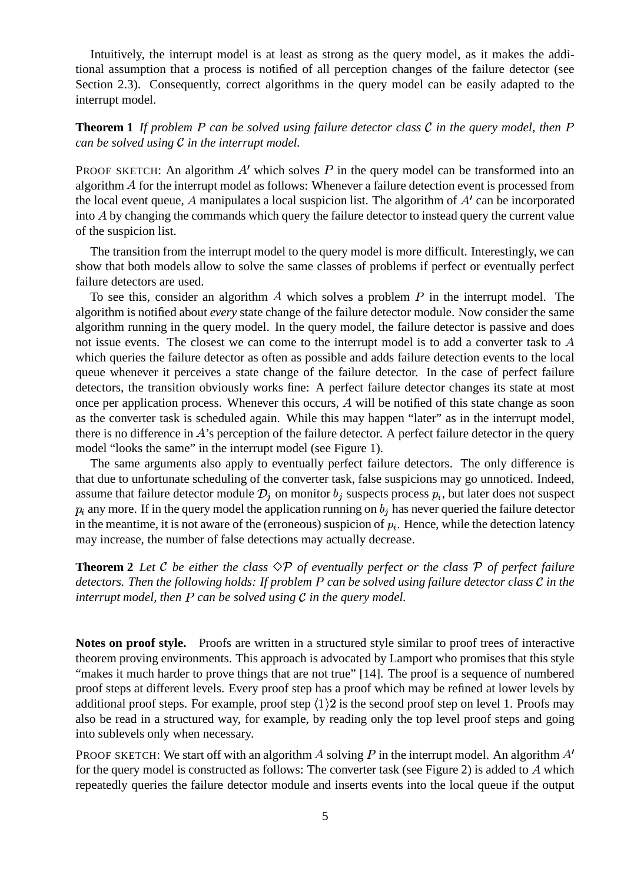Intuitively, the interrupt model is at least as strong as the query model, as it makes the additional assumption that a process is notified of all perception changes of the failure detector (see Section 2.3). Consequently, correct algorithms in the query model can be easily adapted to the interrupt model.

**Theorem 1** *If problem $P$ can be solved using failure detector class $\mathcal{C}$ in the query model, then $P$ can be solved using $\mathcal{C}$ in the interrupt model.*

PROOF SKETCH: An algorithm $A'$ which solves $P$ in the query model can be transformed into an algorithm $A$ for the interrupt model as follows: Whenever a failure detection event is processed from the local event queue, $A$ manipulates a local suspicion list. The algorithm of $A'$ can be incorporated into $A$ by changing the commands which query the failure detector to instead query the current value of the suspicion list.

The transition from the interrupt model to the query model is more difficult. Interestingly, we can show that both models allow to solve the same classes of problems if perfect or eventually perfect failure detectors are used.

To see this, consider an algorithm $A$ which solves a problem $P$ in the interrupt model. The algorithm is notified about *every* state change of the failure detector module. Now consider the same algorithm running in the query model. In the query model, the failure detector is passive and does not issue events. The closest we can come to the interrupt model is to add a converter task to $A$ which queries the failure detector as often as possible and adds failure detection events to the local queue whenever it perceives a state change of the failure detector. In the case of perfect failure detectors, the transition obviously works fine: A perfect failure detector changes its state at most once per application process. Whenever this occurs, $A$ will be notified of this state change as soon as the converter task is scheduled again. While this may happen "later" as in the interrupt model, there is no difference in $A$'s perception of the failure detector. A perfect failure detector in the query model "looks the same" in the interrupt model (see Figure 1).

The same arguments also apply to eventually perfect failure detectors. The only difference is that due to unfortunate scheduling of the converter task, false suspicions may go unnoticed. Indeed, assume that failure detector module $\mathcal{D}_j$ on monitor $b_j$ suspects process $p_i$, but later does not suspect $p_i$ any more. If in the query model the application running on $b_j$ has never queried the failure detector in the meantime, it is not aware of the (erroneous) suspicion of $p_i$. Hence, while the detection latency may increase, the number of false detections may actually decrease.

**Theorem 2** *Let $\mathcal{C}$ be either the class $\diamond\mathcal{P}$ of eventually perfect or the class $\mathcal{P}$ of perfect failure detectors. Then the following holds: If problem $P$ can be solved using failure detector class $\mathcal{C}$ in the interrupt model, then $P$ can be solved using $\mathcal{C}$ in the query model.*

**Notes on proof style.** Proofs are written in a structured style similar to proof trees of interactive theorem proving environments. This approach is advocated by Lamport who promises that this style "makes it much harder to prove things that are not true" [14]. The proof is a sequence of numbered proof steps at different levels. Every proof step has a proof which may be refined at lower levels by additional proof steps. For example, proof step $\langle 1 \rangle 2$ is the second proof step on level 1. Proofs may also be read in a structured way, for example, by reading only the top level proof steps and going into sublevels only when necessary.

PROOF SKETCH: We start off with an algorithm $A$ solving $P$ in the interrupt model. An algorithm $A'$ for the query model is constructed as follows: The converter task (see Figure 2) is added to $A$ which repeatedly queries the failure detector module and inserts events into the local queue if the output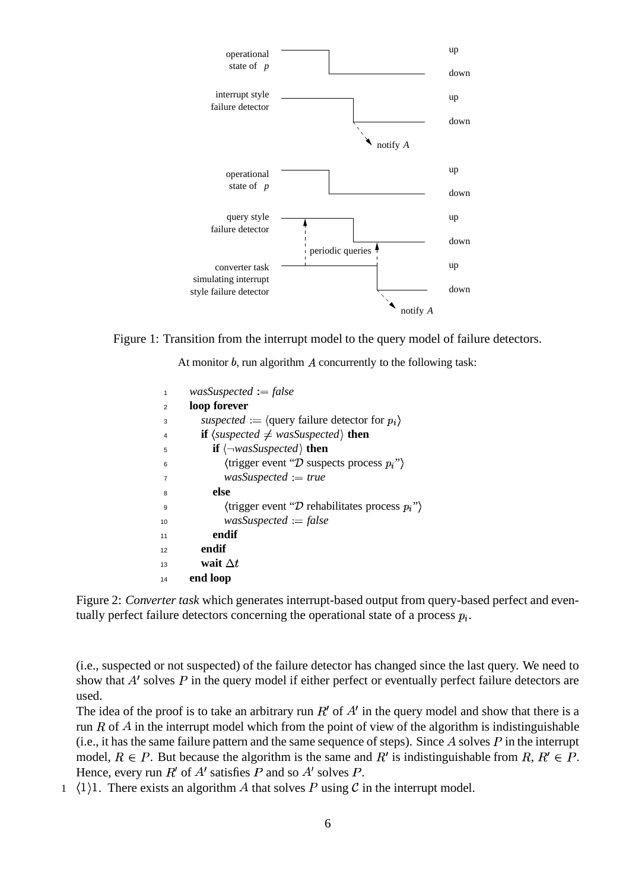Figure 1: Transition from the interrupt model to the query model of failure detectors.

At monitor $b$, run algorithm $A$ concurrently to the following task:

```
1   wasSuspected := false
2   loop forever
3     suspected := ⟨query failure detector for p_i⟩
4     if ⟨suspected ≠ wasSuspected⟩ then
5       if ⟨¬wasSuspected⟩ then
6         ⟨trigger event "D suspects process p_i"⟩
7         wasSuspected := true
8       else
9         ⟨trigger event "D rehabilitates process p_i"⟩
10        wasSuspected := false
11      endif
12    endif
13    wait Δt
14  end loop
```

Figure 2: *Converter task* which generates interrupt-based output from query-based perfect and eventually perfect failure detectors concerning the operational state of a process $p_i$.

(i.e., suspected or not suspected) of the failure detector has changed since the last query. We need to show that $A'$ solves $P$ in the query model if either perfect or eventually perfect failure detectors are used.

The idea of the proof is to take an arbitrary run $R'$ of $A'$ in the query model and show that there is a run $R$ of $A$ in the interrupt model which from the point of view of the algorithm is indistinguishable (i.e., it has the same failure pattern and the same sequence of steps). Since $A$ solves $P$ in the interrupt model, $R \in P$. But because the algorithm is the same and $R'$ is indistinguishable from $R$, $R' \in P$. Hence, every run $R'$ of $A'$ satisfies $P$ and so $A'$ solves $P$.

1 $\langle 1 \rangle 1$. There exists an algorithm $A$ that solves $P$ using $\mathcal{C}$ in the interrupt model.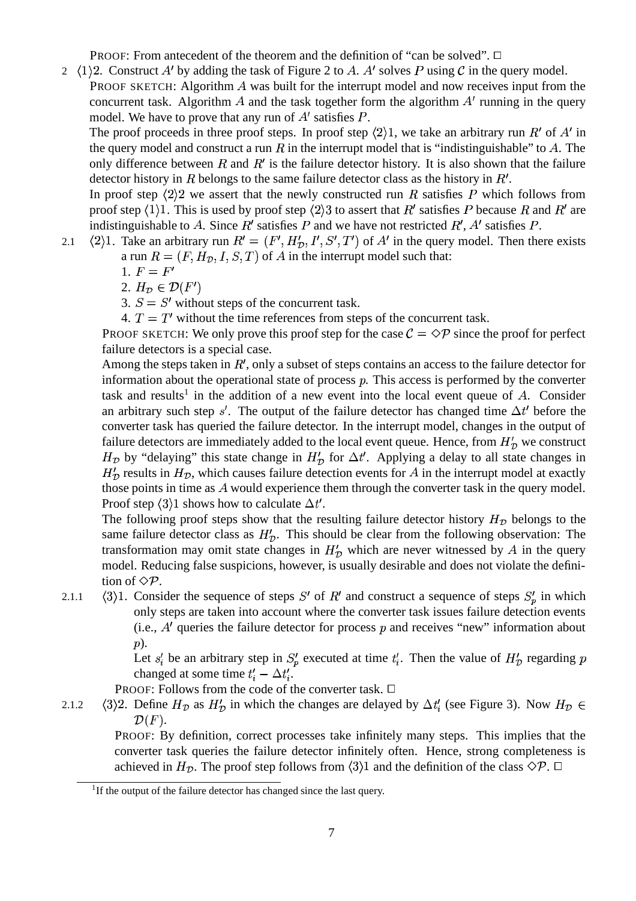PROOF: From antecedent of the theorem and the definition of "can be solved". □

2 $\langle 1 \rangle 2$. Construct $A'$ by adding the task of Figure 2 to $A$. $A'$ solves $P$ using $\mathcal{C}$ in the query model.

PROOF SKETCH: Algorithm $A$ was built for the interrupt model and now receives input from the concurrent task. Algorithm $A$ and the task together form the algorithm $A'$ running in the query model. We have to prove that any run of $A'$ satisfies $P$.

The proof proceeds in three proof steps. In proof step $\langle 2 \rangle 1$, we take an arbitrary run $R'$ of $A'$ in the query model and construct a run $R$ in the interrupt model that is "indistinguishable" to $A$. The only difference between $R$ and $R'$ is the failure detector history. It is also shown that the failure detector history in $R$ belongs to the same failure detector class as the history in $R'$.

In proof step $\langle 2 \rangle 2$ we assert that the newly constructed run $R$ satisfies $P$ which follows from proof step $\langle 1 \rangle 1$. This is used by proof step $\langle 2 \rangle 3$ to assert that $R'$ satisfies $P$ because $R$ and $R'$ are indistinguishable to $A$. Since $R'$ satisfies $P$ and we have not restricted $R'$, $A'$ satisfies $P$.

2.1 $\langle 2 \rangle 1$. Take an arbitrary run $R' = (F', H'_{\mathcal{D}}, I', S', T')$ of $A'$ in the query model. Then there exists a run $R = (F, H_{\mathcal{D}}, I, S, T)$ of $A$ in the interrupt model such that:

1. $F = F'$
2. $H_{\mathcal{D}} \in \mathcal{D}(F')$
3. $S = S'$ without steps of the concurrent task.
4. $T = T'$ without the time references from steps of the concurrent task.

PROOF SKETCH: We only prove this proof step for the case $\mathcal{C} = \diamond\mathcal{P}$ since the proof for perfect failure detectors is a special case.

Among the steps taken in $R'$, only a subset of steps contains an access to the failure detector for information about the operational state of process $p$. This access is performed by the converter task and results[1] in the addition of a new event into the local event queue of $A$. Consider an arbitrary such step $s'$. The output of the failure detector has changed time $\Delta t'$ before the converter task has queried the failure detector. In the interrupt model, changes in the output of failure detectors are immediately added to the local event queue. Hence, from $H'_{\mathcal{D}}$ we construct $H_{\mathcal{D}}$ by "delaying" this state change in $H'_{\mathcal{D}}$ for $\Delta t'$. Applying a delay to all state changes in $H'_{\mathcal{D}}$ results in $H_{\mathcal{D}}$, which causes failure detection events for $A$ in the interrupt model at exactly those points in time as $A$ would experience them through the converter task in the query model. Proof step $\langle 3 \rangle 1$ shows how to calculate $\Delta t'$.

The following proof steps show that the resulting failure detector history $H_{\mathcal{D}}$ belongs to the same failure detector class as $H'_{\mathcal{D}}$. This should be clear from the following observation: The transformation may omit state changes in $H'_{\mathcal{D}}$ which are never witnessed by $A$ in the query model. Reducing false suspicions, however, is usually desirable and does not violate the definition of $\diamond\mathcal{P}$.

2.1.1 $\langle 3 \rangle 1$. Consider the sequence of steps $S'$ of $R'$ and construct a sequence of steps $S'_p$ in which only steps are taken into account where the converter task issues failure detection events (i.e., $A'$ queries the failure detector for process $p$ and receives "new" information about $p$).

Let $s'_i$ be an arbitrary step in $S'_p$ executed at time $t'_i$. Then the value of $H'_{\mathcal{D}}$ regarding $p$ changed at some time $t'_i - \Delta t'_i$.

PROOF: Follows from the code of the converter task. □

2.1.2 $\langle 3 \rangle 2$. Define $H_{\mathcal{D}}$ as $H'_{\mathcal{D}}$ in which the changes are delayed by $\Delta t'_i$ (see Figure 3). Now $H_{\mathcal{D}} \in \mathcal{D}(F)$.

PROOF: By definition, correct processes take infinitely many steps. This implies that the converter task queries the failure detector infinitely often. Hence, strong completeness is achieved in $H_{\mathcal{D}}$. The proof step follows from $\langle 3 \rangle 1$ and the definition of the class $\diamond\mathcal{P}$. □

[1] If the output of the failure detector has changed since the last query.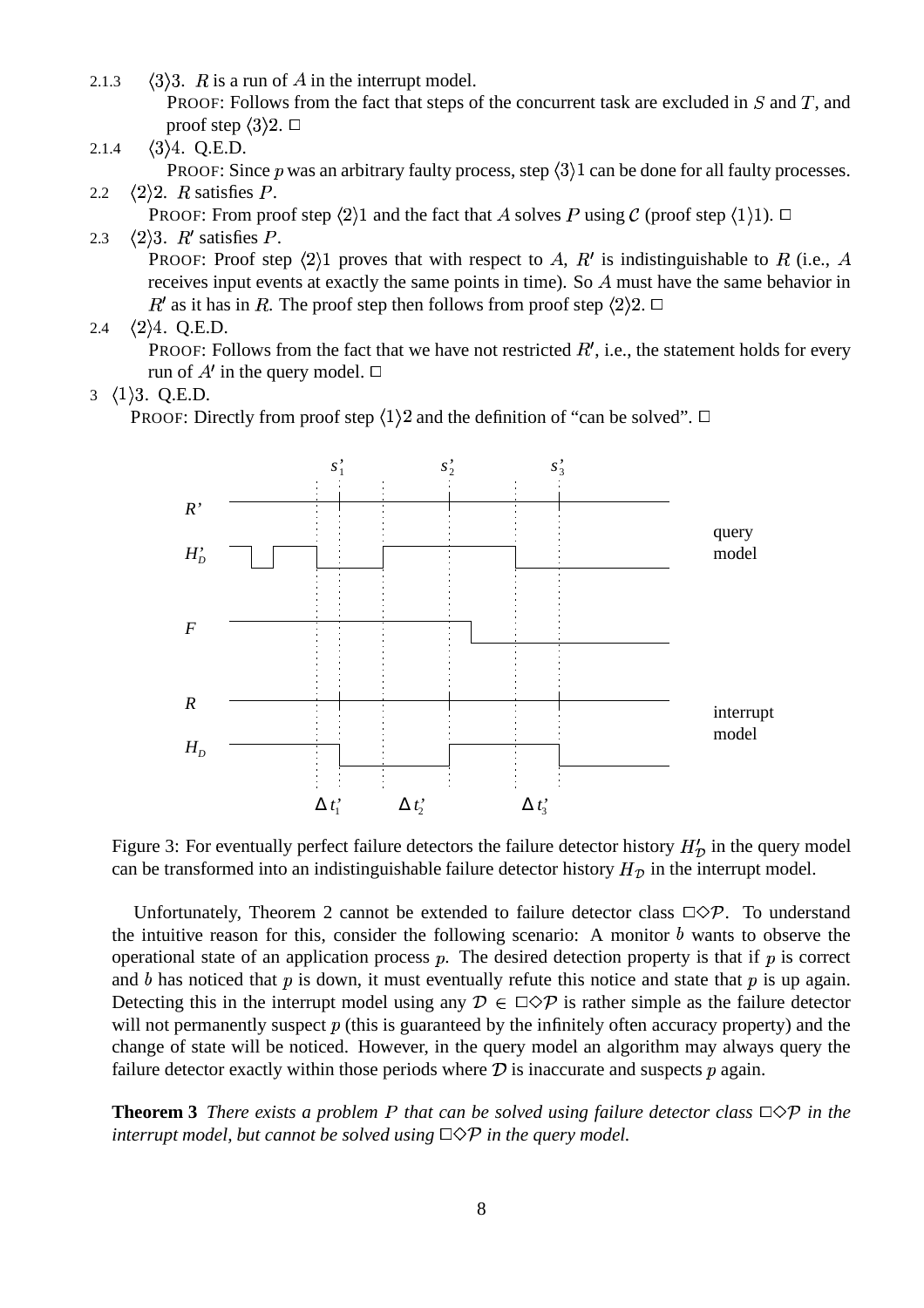2.1.3 $\langle 3 \rangle 3$. $R$ is a run of $A$ in the interrupt model.

PROOF: Follows from the fact that steps of the concurrent task are excluded in $S$ and $T$, and proof step $\langle 3 \rangle 2$. $\Box$

2.1.4 $\langle 3 \rangle 4$. Q.E.D.

PROOF: Since $p$ was an arbitrary faulty process, step $\langle 3 \rangle 1$ can be done for all faulty processes.

2.2 $\langle 2 \rangle 2$. $R$ satisfies $P$.

PROOF: From proof step $\langle 2 \rangle 1$ and the fact that $A$ solves $P$ using $\mathcal{C}$ (proof step $\langle 1 \rangle 1$). $\Box$

2.3 $\langle 2 \rangle 3$. $R'$ satisfies $P$.

PROOF: Proof step $\langle 2 \rangle 1$ proves that with respect to $A$, $R'$ is indistinguishable to $R$ (i.e., $A$ receives input events at exactly the same points in time). So $A$ must have the same behavior in $R'$ as it has in $R$. The proof step then follows from proof step $\langle 2 \rangle 2$. $\Box$

2.4 $\langle 2 \rangle 4$. Q.E.D.

PROOF: Follows from the fact that we have not restricted $R'$, i.e., the statement holds for every run of $A'$ in the query model. $\Box$

3 $\langle 1 \rangle 3$. Q.E.D.

PROOF: Directly from proof step $\langle 1 \rangle 2$ and the definition of "can be solved". $\Box$

Figure 3: For eventually perfect failure detectors the failure detector history $H'_{\mathcal{D}}$ in the query model can be transformed into an indistinguishable failure detector history $H_{\mathcal{D}}$ in the interrupt model.

Unfortunately, Theorem 2 cannot be extended to failure detector class $\Box\Diamond\mathcal{P}$. To understand the intuitive reason for this, consider the following scenario: A monitor $b$ wants to observe the operational state of an application process $p$. The desired detection property is that if $p$ is correct and $b$ has noticed that $p$ is down, it must eventually refute this notice and state that $p$ is up again. Detecting this in the interrupt model using any $\mathcal{D} \in \Box\Diamond\mathcal{P}$ is rather simple as the failure detector will not permanently suspect $p$ (this is guaranteed by the infinitely often accuracy property) and the change of state will be noticed. However, in the query model an algorithm may always query the failure detector exactly within those periods where $\mathcal{D}$ is inaccurate and suspects $p$ again.

**Theorem 3** *There exists a problem $P$ that can be solved using failure detector class $\Box\Diamond\mathcal{P}$ in the interrupt model, but cannot be solved using $\Box\Diamond\mathcal{P}$ in the query model.*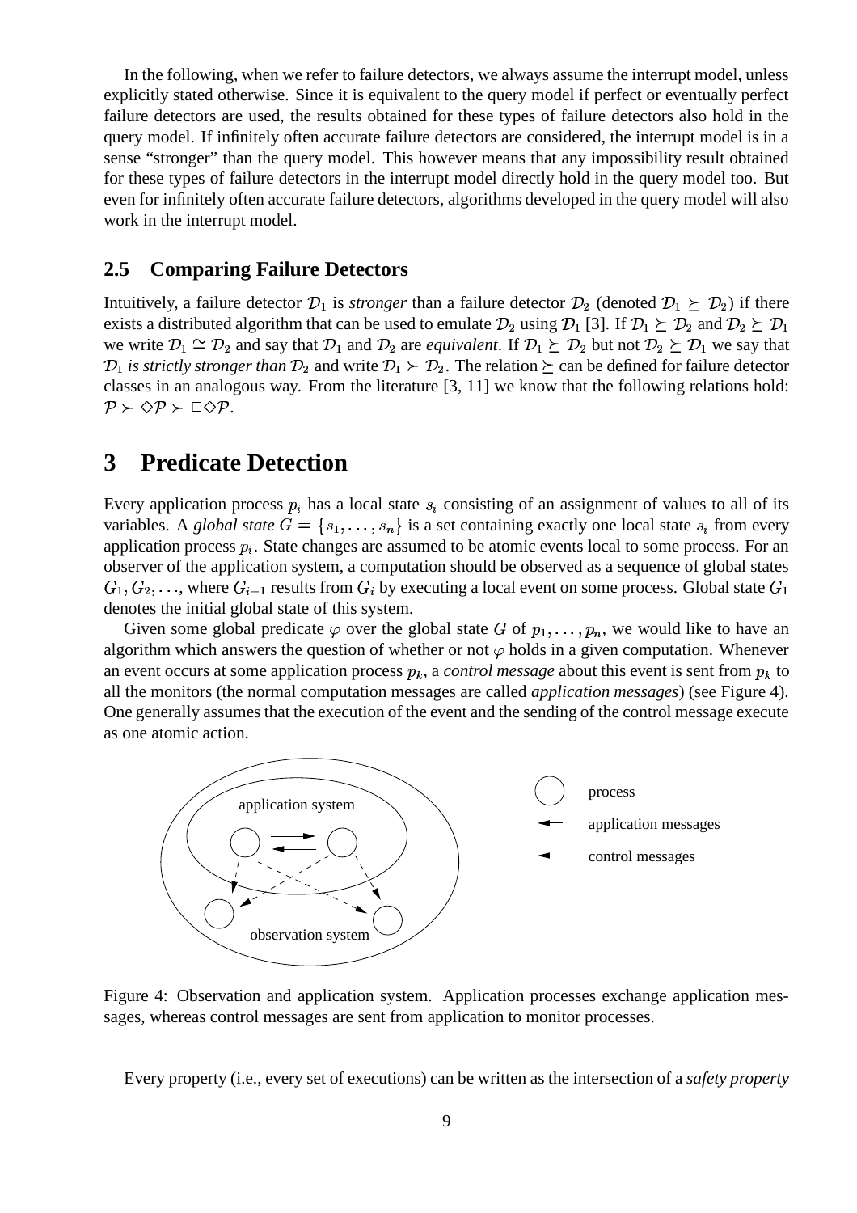In the following, when we refer to failure detectors, we always assume the interrupt model, unless explicitly stated otherwise. Since it is equivalent to the query model if perfect or eventually perfect failure detectors are used, the results obtained for these types of failure detectors also hold in the query model. If infinitely often accurate failure detectors are considered, the interrupt model is in a sense "stronger" than the query model. This however means that any impossibility result obtained for these types of failure detectors in the interrupt model directly hold in the query model too. But even for infinitely often accurate failure detectors, algorithms developed in the query model will also work in the interrupt model.

### 2.5 Comparing Failure Detectors

Intuitively, a failure detector $\mathcal{D}_1$ is *stronger* than a failure detector $\mathcal{D}_2$ (denoted $\mathcal{D}_1 \succeq \mathcal{D}_2$) if there exists a distributed algorithm that can be used to emulate $\mathcal{D}_2$ using $\mathcal{D}_1$ [3]. If $\mathcal{D}_1 \succeq \mathcal{D}_2$ and $\mathcal{D}_2 \succeq \mathcal{D}_1$ we write $\mathcal{D}_1 \cong \mathcal{D}_2$ and say that $\mathcal{D}_1$ and $\mathcal{D}_2$ are *equivalent*. If $\mathcal{D}_1 \succeq \mathcal{D}_2$ but not $\mathcal{D}_2 \succeq \mathcal{D}_1$ we say that $\mathcal{D}_1$ *is strictly stronger than* $\mathcal{D}_2$ and write $\mathcal{D}_1 \succ \mathcal{D}_2$. The relation $\succeq$ can be defined for failure detector classes in an analogous way. From the literature [3, 11] we know that the following relations hold: $\mathcal{P} \succ \Diamond\mathcal{P} \succ \Box\Diamond\mathcal{P}$.

## 3 Predicate Detection

Every application process $p_i$ has a local state $s_i$ consisting of an assignment of values to all of its variables. A *global state* $G = \{s_1, \ldots, s_n\}$ is a set containing exactly one local state $s_i$ from every application process $p_i$. State changes are assumed to be atomic events local to some process. For an observer of the application system, a computation should be observed as a sequence of global states $G_1, G_2, \ldots$, where $G_{i+1}$ results from $G_i$ by executing a local event on some process. Global state $G_1$ denotes the initial global state of this system.

Given some global predicate $\varphi$ over the global state $G$ of $p_1, \ldots, p_n$, we would like to have an algorithm which answers the question of whether or not $\varphi$ holds in a given computation. Whenever an event occurs at some application process $p_k$, a *control message* about this event is sent from $p_k$ to all the monitors (the normal computation messages are called *application messages*) (see Figure 4). One generally assumes that the execution of the event and the sending of the control message execute as one atomic action.

Figure 4: Observation and application system. Application processes exchange application messages, whereas control messages are sent from application to monitor processes.

Every property (i.e., every set of executions) can be written as the intersection of a *safety property*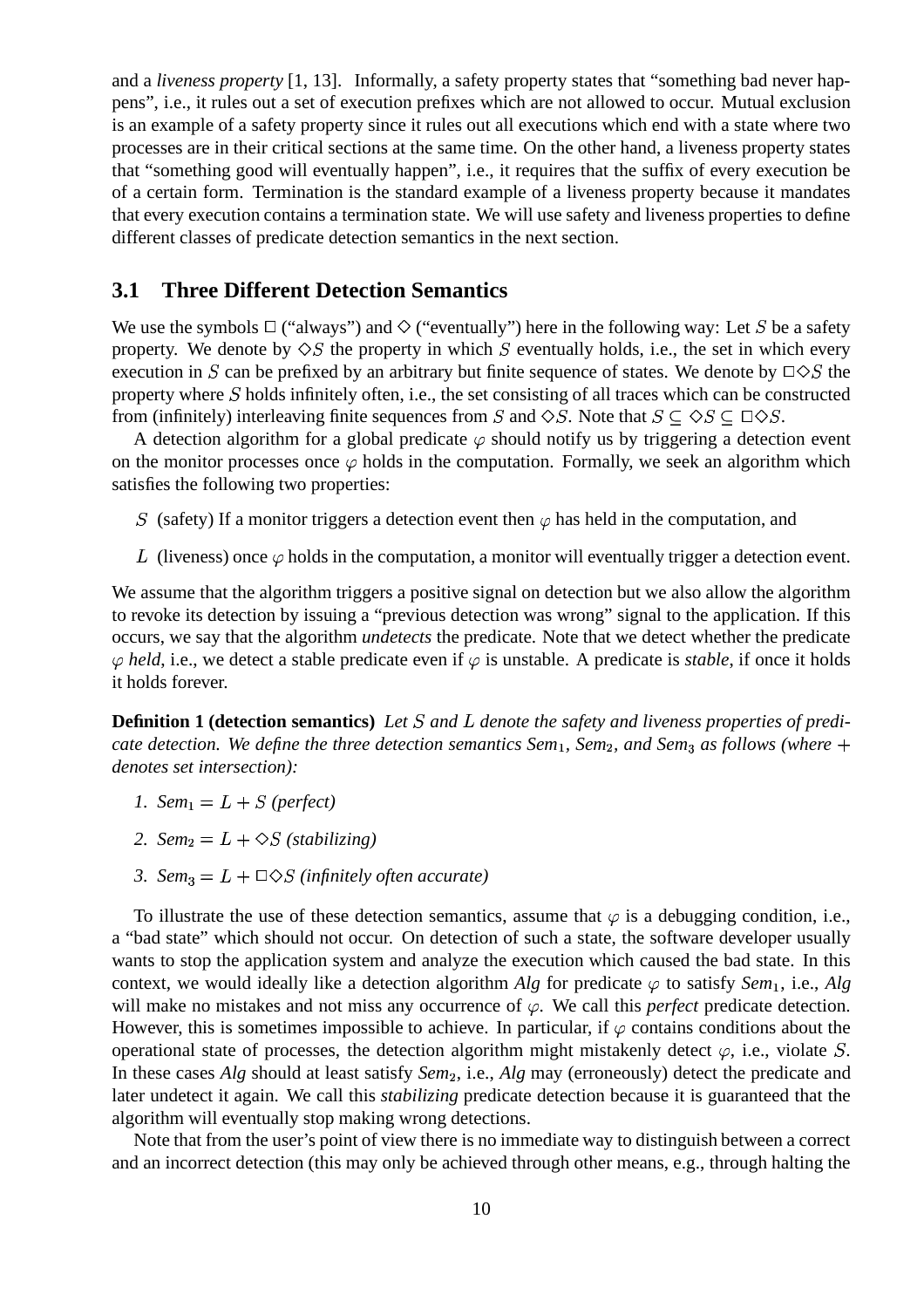and a *liveness property* [1, 13]. Informally, a safety property states that "something bad never happens", i.e., it rules out a set of execution prefixes which are not allowed to occur. Mutual exclusion is an example of a safety property since it rules out all executions which end with a state where two processes are in their critical sections at the same time. On the other hand, a liveness property states that "something good will eventually happen", i.e., it requires that the suffix of every execution be of a certain form. Termination is the standard example of a liveness property because it mandates that every execution contains a termination state. We will use safety and liveness properties to define different classes of predicate detection semantics in the next section.

## 3.1 Three Different Detection Semantics

We use the symbols $\Box$ ("always") and $\Diamond$ ("eventually") here in the following way: Let $S$ be a safety property. We denote by $\Diamond S$ the property in which $S$ eventually holds, i.e., the set in which every execution in $S$ can be prefixed by an arbitrary but finite sequence of states. We denote by $\Box\Diamond S$ the property where $S$ holds infinitely often, i.e., the set consisting of all traces which can be constructed from (infinitely) interleaving finite sequences from $S$ and $\Diamond S$. Note that $S \subseteq \Diamond S \subseteq \Box\Diamond S$.

A detection algorithm for a global predicate $\varphi$ should notify us by triggering a detection event on the monitor processes once $\varphi$ holds in the computation. Formally, we seek an algorithm which satisfies the following two properties:

$S$ (safety) If a monitor triggers a detection event then $\varphi$ has held in the computation, and

$L$ (liveness) once $\varphi$ holds in the computation, a monitor will eventually trigger a detection event.

We assume that the algorithm triggers a positive signal on detection but we also allow the algorithm to revoke its detection by issuing a "previous detection was wrong" signal to the application. If this occurs, we say that the algorithm *undetects* the predicate. Note that we detect whether the predicate $\varphi$ *held*, i.e., we detect a stable predicate even if $\varphi$ is unstable. A predicate is *stable*, if once it holds it holds forever.

**Definition 1 (detection semantics)** *Let $S$ and $L$ denote the safety and liveness properties of predicate detection. We define the three detection semantics $Sem_1$, $Sem_2$, and $Sem_3$ as follows (where $+$ denotes set intersection):*

1. *$Sem_1 = L + S$ (perfect)*
2. *$Sem_2 = L + \Diamond S$ (stabilizing)*
3. *$Sem_3 = L + \Box\Diamond S$ (infinitely often accurate)*

To illustrate the use of these detection semantics, assume that $\varphi$ is a debugging condition, i.e., a "bad state" which should not occur. On detection of such a state, the software developer usually wants to stop the application system and analyze the execution which caused the bad state. In this context, we would ideally like a detection algorithm *Alg* for predicate $\varphi$ to satisfy $Sem_1$, i.e., *Alg* will make no mistakes and not miss any occurrence of $\varphi$. We call this *perfect* predicate detection. However, this is sometimes impossible to achieve. In particular, if $\varphi$ contains conditions about the operational state of processes, the detection algorithm might mistakenly detect $\varphi$, i.e., violate $S$. In these cases *Alg* should at least satisfy $Sem_2$, i.e., *Alg* may (erroneously) detect the predicate and later undetect it again. We call this *stabilizing* predicate detection because it is guaranteed that the algorithm will eventually stop making wrong detections.

Note that from the user's point of view there is no immediate way to distinguish between a correct and an incorrect detection (this may only be achieved through other means, e.g., through halting the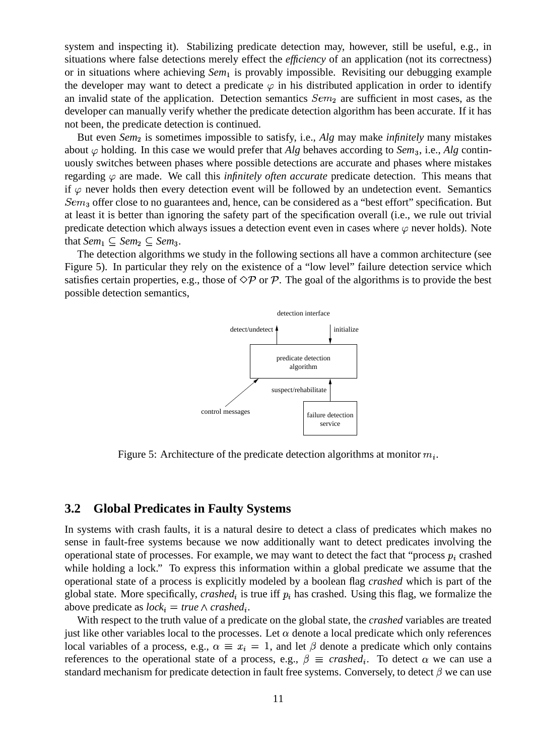system and inspecting it). Stabilizing predicate detection may, however, still be useful, e.g., in situations where false detections may merely effect the *efficiency* of an application (not its correctness) or in situations where achieving $Sem_1$ is provably impossible. Revisiting our debugging example the developer may want to detect a predicate $\varphi$ in his distributed application in order to identify an invalid state of the application. Detection semantics $Sem_2$ are sufficient in most cases, as the developer can manually verify whether the predicate detection algorithm has been accurate. If it has not been, the predicate detection is continued.

But even $Sem_2$ is sometimes impossible to satisfy, i.e., *Alg* may make *infinitely* many mistakes about $\varphi$ holding. In this case we would prefer that *Alg* behaves according to $Sem_3$, i.e., *Alg* continuously switches between phases where possible detections are accurate and phases where mistakes regarding $\varphi$ are made. We call this *infinitely often accurate* predicate detection. This means that if $\varphi$ never holds then every detection event will be followed by an undetection event. Semantics $Sem_3$ offer close to no guarantees and, hence, can be considered as a "best effort" specification. But at least it is better than ignoring the safety part of the specification overall (i.e., we rule out trivial predicate detection which always issues a detection event even in cases where $\varphi$ never holds). Note that $Sem_1 \subseteq Sem_2 \subseteq Sem_3$.

The detection algorithms we study in the following sections all have a common architecture (see Figure 5). In particular they rely on the existence of a "low level" failure detection service which satisfies certain properties, e.g., those of $\diamond\mathcal{P}$ or $\mathcal{P}$. The goal of the algorithms is to provide the best possible detection semantics,

detection interface — detect/undetect — initialize — predicate detection algorithm — suspect/rehabilitate — control messages — failure detection service

Figure 5: Architecture of the predicate detection algorithms at monitor $m_i$.

## 3.2 Global Predicates in Faulty Systems

In systems with crash faults, it is a natural desire to detect a class of predicates which makes no sense in fault-free systems because we now additionally want to detect predicates involving the operational state of processes. For example, we may want to detect the fact that "process $p_i$ crashed while holding a lock." To express this information within a global predicate we assume that the operational state of a process is explicitly modeled by a boolean flag *crashed* which is part of the global state. More specifically, $crashed_i$ is true iff $p_i$ has crashed. Using this flag, we formalize the above predicate as $lock_i = true \wedge crashed_i$.

With respect to the truth value of a predicate on the global state, the *crashed* variables are treated just like other variables local to the processes. Let $\alpha$ denote a local predicate which only references local variables of a process, e.g., $\alpha \equiv x_i = 1$, and let $\beta$ denote a predicate which only contains references to the operational state of a process, e.g., $\beta \equiv crashed_i$. To detect $\alpha$ we can use a standard mechanism for predicate detection in fault free systems. Conversely, to detect $\beta$ we can use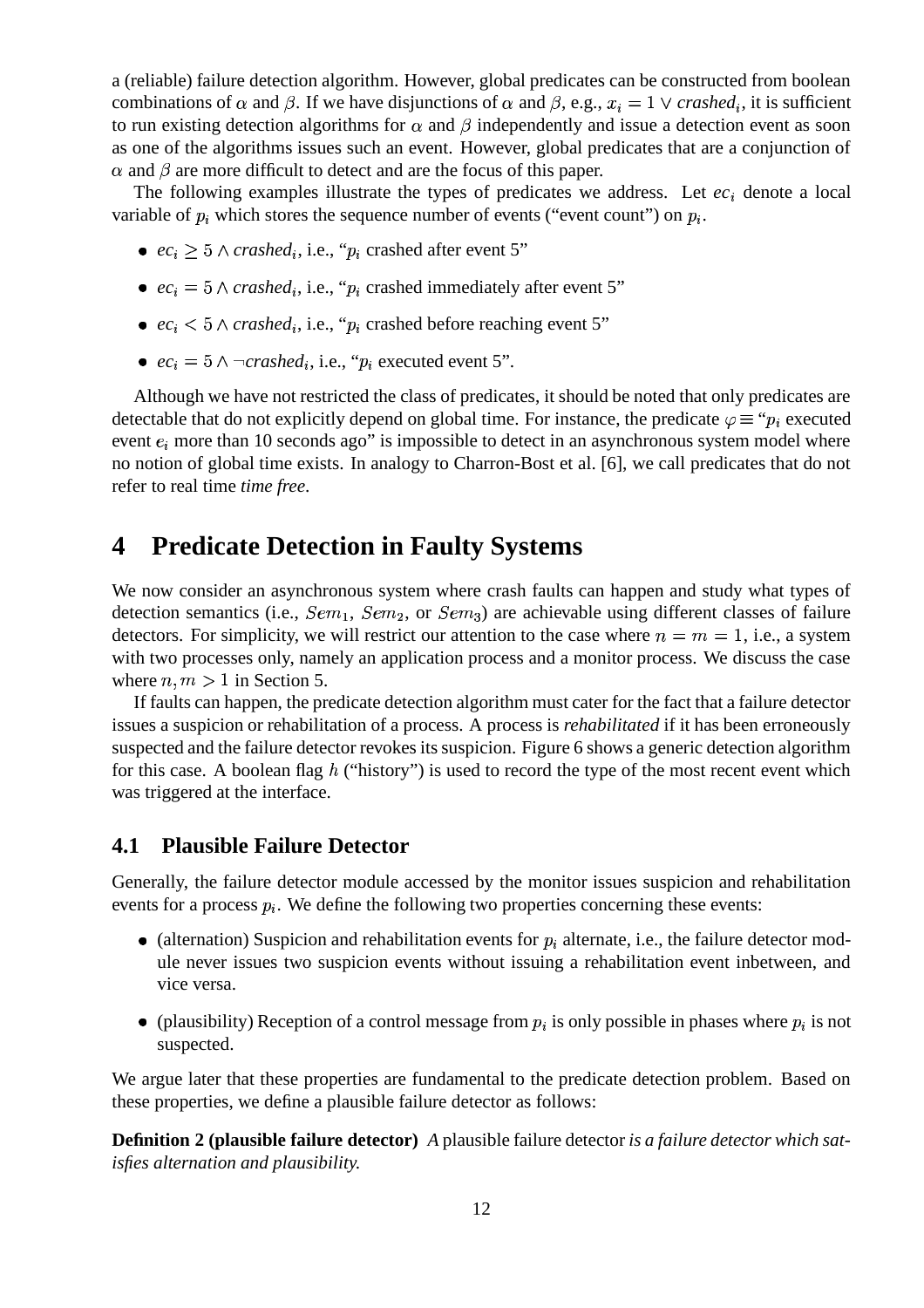a (reliable) failure detection algorithm. However, global predicates can be constructed from boolean combinations of $\alpha$ and $\beta$. If we have disjunctions of $\alpha$ and $\beta$, e.g., $x_i = 1 \vee \textit{crashed}_i$, it is sufficient to run existing detection algorithms for $\alpha$ and $\beta$ independently and issue a detection event as soon as one of the algorithms issues such an event. However, global predicates that are a conjunction of $\alpha$ and $\beta$ are more difficult to detect and are the focus of this paper.

The following examples illustrate the types of predicates we address. Let $ec_i$ denote a local variable of $p_i$ which stores the sequence number of events ("event count") on $p_i$.

- $ec_i \geq 5 \wedge \textit{crashed}_i$, i.e., "$p_i$ crashed after event 5"
- $ec_i = 5 \wedge \textit{crashed}_i$, i.e., "$p_i$ crashed immediately after event 5"
- $ec_i < 5 \wedge \textit{crashed}_i$, i.e., "$p_i$ crashed before reaching event 5"
- $ec_i = 5 \wedge \neg\textit{crashed}_i$, i.e., "$p_i$ executed event 5".

Although we have not restricted the class of predicates, it should be noted that only predicates are detectable that do not explicitly depend on global time. For instance, the predicate $\varphi \equiv$ "$p_i$ executed event $e_i$ more than 10 seconds ago" is impossible to detect in an asynchronous system model where no notion of global time exists. In analogy to Charron-Bost et al. [6], we call predicates that do not refer to real time *time free*.

# 4 Predicate Detection in Faulty Systems

We now consider an asynchronous system where crash faults can happen and study what types of detection semantics (i.e., $Sem_1$, $Sem_2$, or $Sem_3$) are achievable using different classes of failure detectors. For simplicity, we will restrict our attention to the case where $n = m = 1$, i.e., a system with two processes only, namely an application process and a monitor process. We discuss the case where $n, m > 1$ in Section 5.

If faults can happen, the predicate detection algorithm must cater for the fact that a failure detector issues a suspicion or rehabilitation of a process. A process is *rehabilitated* if it has been erroneously suspected and the failure detector revokes its suspicion. Figure 6 shows a generic detection algorithm for this case. A boolean flag $h$ ("history") is used to record the type of the most recent event which was triggered at the interface.

## 4.1 Plausible Failure Detector

Generally, the failure detector module accessed by the monitor issues suspicion and rehabilitation events for a process $p_i$. We define the following two properties concerning these events:

- (alternation) Suspicion and rehabilitation events for $p_i$ alternate, i.e., the failure detector module never issues two suspicion events without issuing a rehabilitation event inbetween, and vice versa.
- (plausibility) Reception of a control message from $p_i$ is only possible in phases where $p_i$ is not suspected.

We argue later that these properties are fundamental to the predicate detection problem. Based on these properties, we define a plausible failure detector as follows:

**Definition 2 (plausible failure detector)** *A* plausible failure detector *is a failure detector which satisfies alternation and plausibility.*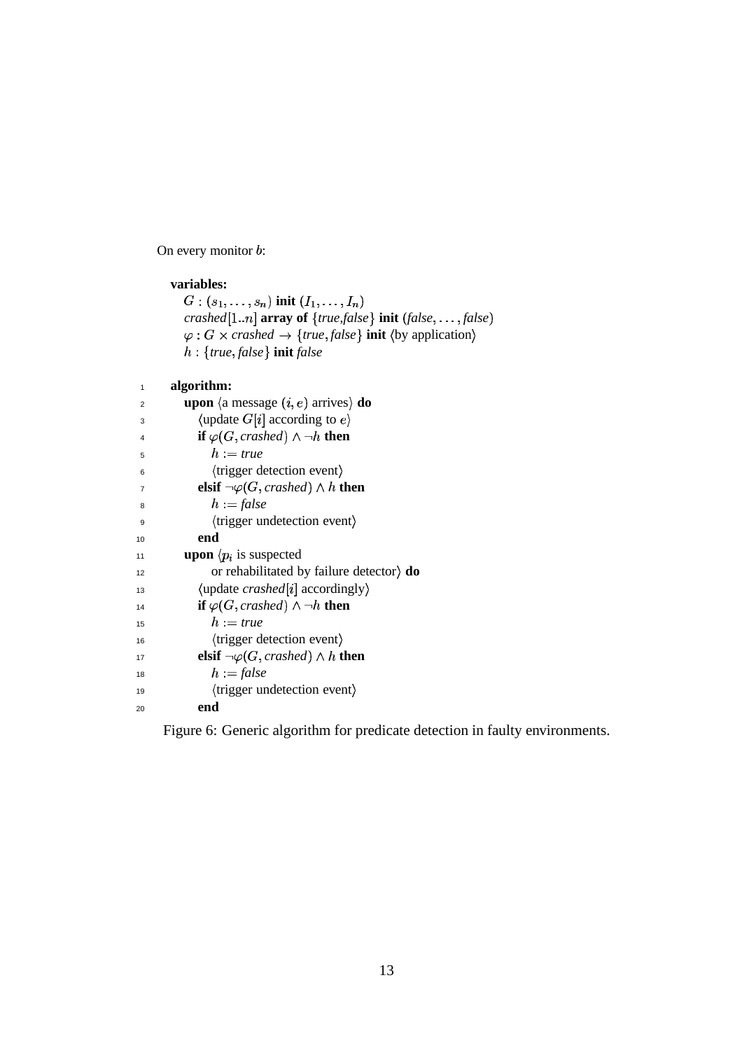On every monitor $b$:

```
variables:
   G : (s_1, ..., s_n) init (I_1, ..., I_n)
   crashed[1..n] array of {true,false} init (false, ..., false)
   φ : G × crashed → {true, false} init ⟨by application⟩
   h : {true, false} init false

1  algorithm:
2     upon ⟨a message (i, e) arrives⟩ do
3        ⟨update G[i] according to e⟩
4        if φ(G, crashed) ∧ ¬h then
5           h := true
6           ⟨trigger detection event⟩
7        elsif ¬φ(G, crashed) ∧ h then
8           h := false
9           ⟨trigger undetection event⟩
10       end
11    upon ⟨p_i is suspected
12          or rehabilitated by failure detector⟩ do
13       ⟨update crashed[i] accordingly⟩
14       if φ(G, crashed) ∧ ¬h then
15          h := true
16          ⟨trigger detection event⟩
17       elsif ¬φ(G, crashed) ∧ h then
18          h := false
19          ⟨trigger undetection event⟩
20       end
```

Figure 6: Generic algorithm for predicate detection in faulty environments.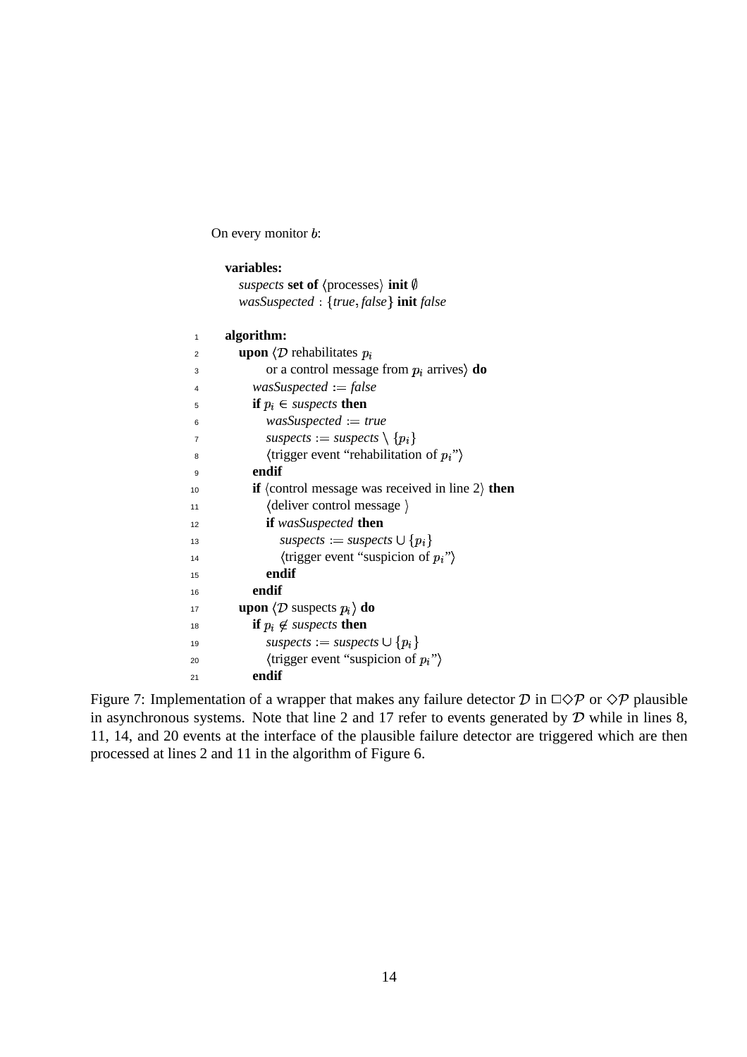On every monitor $b$:

```
    variables:
       suspects set of ⟨processes⟩ init ∅
       wasSuspected : {true, false} init false

 1  algorithm:
 2     upon ⟨D rehabilitates p_i
 3           or a control message from p_i arrives⟩ do
 4        wasSuspected := false
 5        if p_i ∈ suspects then
 6           wasSuspected := true
 7           suspects := suspects \ {p_i}
 8           ⟨trigger event "rehabilitation of p_i"⟩
 9        endif
10        if ⟨control message was received in line 2⟩ then
11           ⟨deliver control message ⟩
12           if wasSuspected then
13              suspects := suspects ∪ {p_i}
14              ⟨trigger event "suspicion of p_i"⟩
15           endif
16        endif
17     upon ⟨D suspects p_i⟩ do
18        if p_i ∉ suspects then
19           suspects := suspects ∪ {p_i}
20           ⟨trigger event "suspicion of p_i"⟩
21        endif
```

Figure 7: Implementation of a wrapper that makes any failure detector $\mathcal{D}$ in $\Box\Diamond\mathcal{P}$ or $\Diamond\mathcal{P}$ plausible in asynchronous systems. Note that line 2 and 17 refer to events generated by $\mathcal{D}$ while in lines 8, 11, 14, and 20 events at the interface of the plausible failure detector are triggered which are then processed at lines 2 and 11 in the algorithm of Figure 6.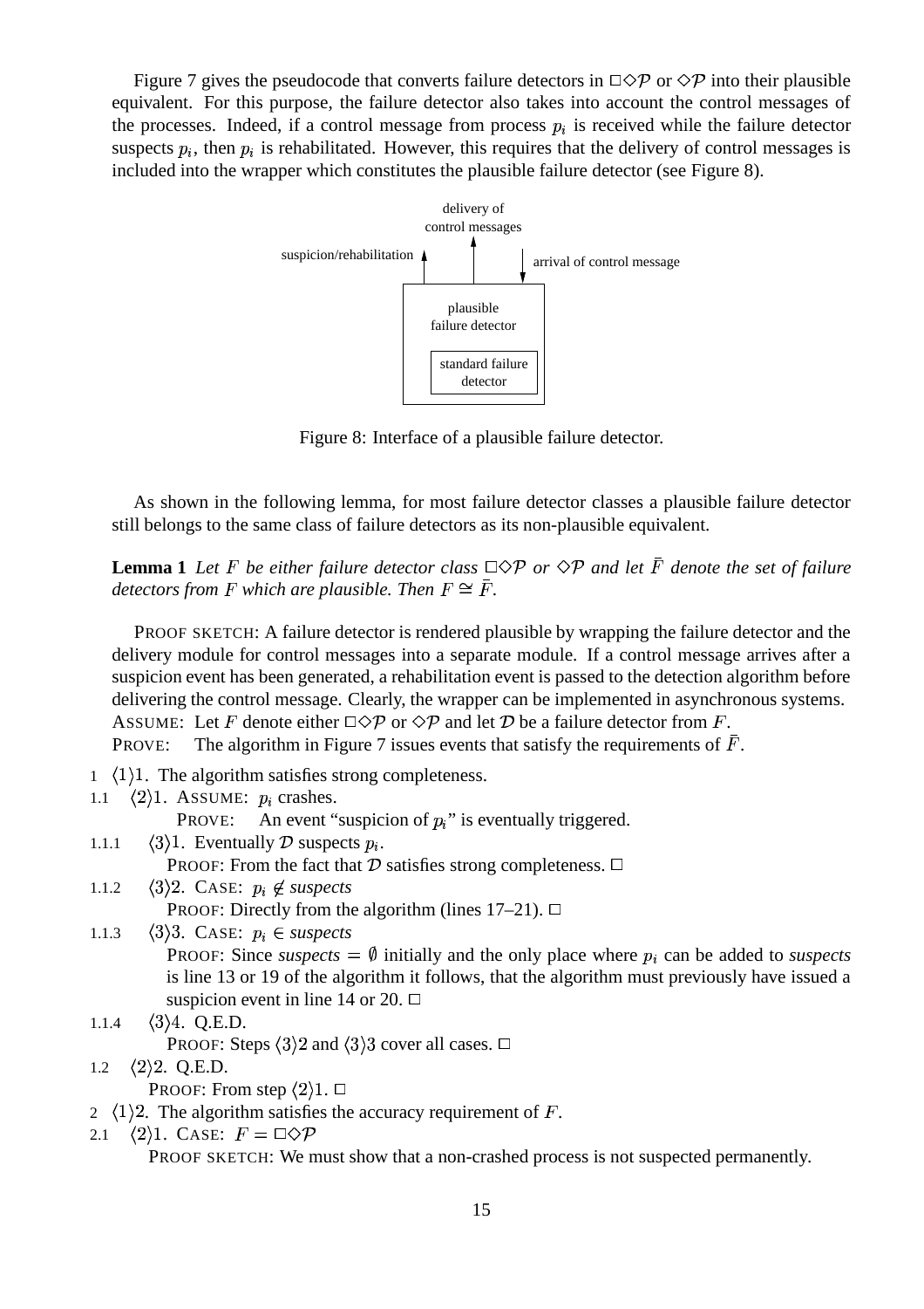Figure 7 gives the pseudocode that converts failure detectors in $\Box\Diamond\mathcal{P}$ or $\Diamond\mathcal{P}$ into their plausible equivalent. For this purpose, the failure detector also takes into account the control messages of the processes. Indeed, if a control message from process $p_i$ is received while the failure detector suspects $p_i$, then $p_i$ is rehabilitated. However, this requires that the delivery of control messages is included into the wrapper which constitutes the plausible failure detector (see Figure 8).

suspicion/rehabilitation | delivery of control messages | arrival of control message

plausible failure detector

standard failure detector

Figure 8: Interface of a plausible failure detector.

As shown in the following lemma, for most failure detector classes a plausible failure detector still belongs to the same class of failure detectors as its non-plausible equivalent.

**Lemma 1** *Let $F$ be either failure detector class $\Box\Diamond\mathcal{P}$ or $\Diamond\mathcal{P}$ and let $\bar{F}$ denote the set of failure detectors from $F$ which are plausible. Then $F \cong \bar{F}$.*

PROOF SKETCH: A failure detector is rendered plausible by wrapping the failure detector and the delivery module for control messages into a separate module. If a control message arrives after a suspicion event has been generated, a rehabilitation event is passed to the detection algorithm before delivering the control message. Clearly, the wrapper can be implemented in asynchronous systems.

ASSUME: Let $F$ denote either $\Box\Diamond\mathcal{P}$ or $\Diamond\mathcal{P}$ and let $\mathcal{D}$ be a failure detector from $F$.

PROVE: The algorithm in Figure 7 issues events that satisfy the requirements of $\bar{F}$.

1 $\langle 1\rangle 1$. The algorithm satisfies strong completeness.

1.1 $\langle 2\rangle 1$. ASSUME: $p_i$ crashes.
PROVE: An event "suspicion of $p_i$" is eventually triggered.

1.1.1 $\langle 3\rangle 1$. Eventually $\mathcal{D}$ suspects $p_i$.
PROOF: From the fact that $\mathcal{D}$ satisfies strong completeness. $\Box$

1.1.2 $\langle 3\rangle 2$. CASE: $p_i \notin$ *suspects*
PROOF: Directly from the algorithm (lines 17–21). $\Box$

1.1.3 $\langle 3\rangle 3$. CASE: $p_i \in$ *suspects*
PROOF: Since *suspects* $= \emptyset$ initially and the only place where $p_i$ can be added to *suspects* is line 13 or 19 of the algorithm it follows, that the algorithm must previously have issued a suspicion event in line 14 or 20. $\Box$

1.1.4 $\langle 3\rangle 4$. Q.E.D.
PROOF: Steps $\langle 3\rangle 2$ and $\langle 3\rangle 3$ cover all cases. $\Box$

1.2 $\langle 2\rangle 2$. Q.E.D.
PROOF: From step $\langle 2\rangle 1$. $\Box$

2 $\langle 1\rangle 2$. The algorithm satisfies the accuracy requirement of $F$.

2.1 $\langle 2\rangle 1$. CASE: $F = \Box\Diamond\mathcal{P}$
PROOF SKETCH: We must show that a non-crashed process is not suspected permanently.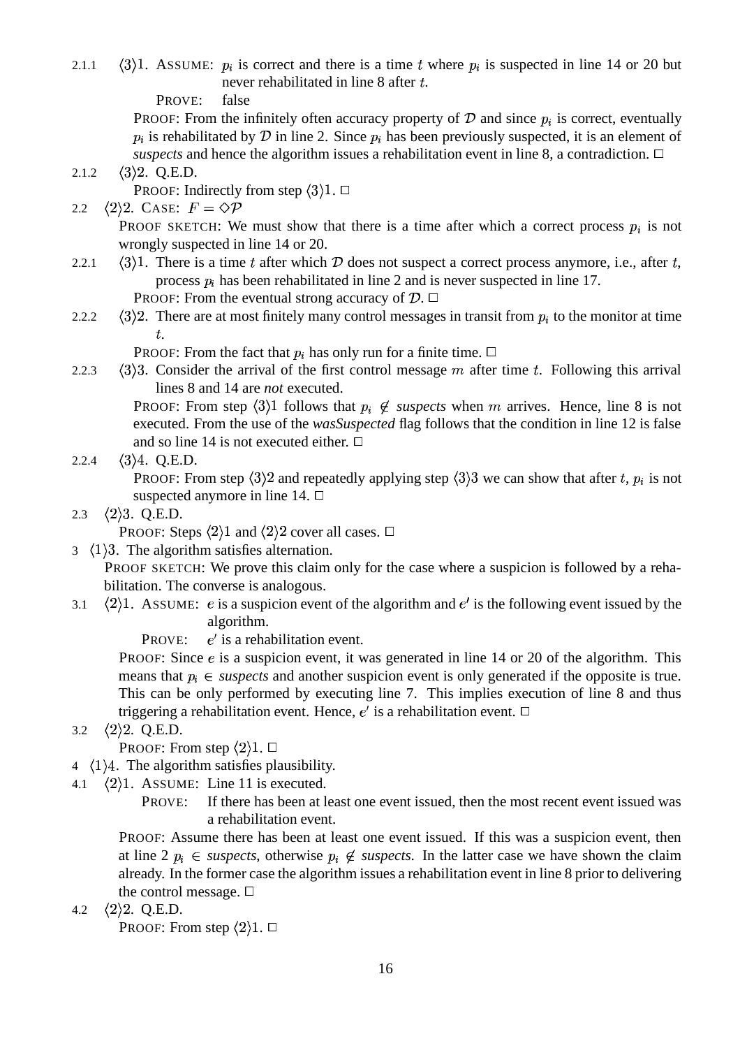2.1.1 $\langle 3 \rangle 1$. ASSUME: $p_i$ is correct and there is a time $t$ where $p_i$ is suspected in line 14 or 20 but never rehabilitated in line 8 after $t$.

PROVE: false

PROOF: From the infinitely often accuracy property of $\mathcal{D}$ and since $p_i$ is correct, eventually $p_i$ is rehabilitated by $\mathcal{D}$ in line 2. Since $p_i$ has been previously suspected, it is an element of *suspects* and hence the algorithm issues a rehabilitation event in line 8, a contradiction. □

2.1.2 $\langle 3 \rangle 2$. Q.E.D.

PROOF: Indirectly from step $\langle 3 \rangle 1$. □

2.2 $\langle 2 \rangle 2$. CASE: $F = \diamond\mathcal{P}$

PROOF SKETCH: We must show that there is a time after which a correct process $p_i$ is not wrongly suspected in line 14 or 20.

2.2.1 $\langle 3 \rangle 1$. There is a time $t$ after which $\mathcal{D}$ does not suspect a correct process anymore, i.e., after $t$, process $p_i$ has been rehabilitated in line 2 and is never suspected in line 17.

PROOF: From the eventual strong accuracy of $\mathcal{D}$. □

2.2.2 $\langle 3 \rangle 2$. There are at most finitely many control messages in transit from $p_i$ to the monitor at time $t$.

PROOF: From the fact that $p_i$ has only run for a finite time. □

2.2.3 $\langle 3 \rangle 3$. Consider the arrival of the first control message $m$ after time $t$. Following this arrival lines 8 and 14 are *not* executed.

PROOF: From step $\langle 3 \rangle 1$ follows that $p_i \notin$ *suspects* when $m$ arrives. Hence, line 8 is not executed. From the use of the *wasSuspected* flag follows that the condition in line 12 is false and so line 14 is not executed either. □

2.2.4 $\langle 3 \rangle 4$. Q.E.D.

PROOF: From step $\langle 3 \rangle 2$ and repeatedly applying step $\langle 3 \rangle 3$ we can show that after $t$, $p_i$ is not suspected anymore in line 14. □

2.3 $\langle 2 \rangle 3$. Q.E.D.

PROOF: Steps $\langle 2 \rangle 1$ and $\langle 2 \rangle 2$ cover all cases. □

3 $\langle 1 \rangle 3$. The algorithm satisfies alternation.

PROOF SKETCH: We prove this claim only for the case where a suspicion is followed by a rehabilitation. The converse is analogous.

3.1 $\langle 2 \rangle 1$. ASSUME: $e$ is a suspicion event of the algorithm and $e'$ is the following event issued by the algorithm.

PROVE: $e'$ is a rehabilitation event.

PROOF: Since $e$ is a suspicion event, it was generated in line 14 or 20 of the algorithm. This means that $p_i \in$ *suspects* and another suspicion event is only generated if the opposite is true. This can be only performed by executing line 7. This implies execution of line 8 and thus triggering a rehabilitation event. Hence, $e'$ is a rehabilitation event. □

3.2 $\langle 2 \rangle 2$. Q.E.D.

PROOF: From step $\langle 2 \rangle 1$. □

4 $\langle 1 \rangle 4$. The algorithm satisfies plausibility.

4.1 $\langle 2 \rangle 1$. ASSUME: Line 11 is executed.

PROVE: If there has been at least one event issued, then the most recent event issued was a rehabilitation event.

PROOF: Assume there has been at least one event issued. If this was a suspicion event, then at line 2 $p_i \in$ *suspects*, otherwise $p_i \notin$ *suspects*. In the latter case we have shown the claim already. In the former case the algorithm issues a rehabilitation event in line 8 prior to delivering the control message. □

4.2 $\langle 2 \rangle 2$. Q.E.D.

PROOF: From step $\langle 2 \rangle 1$. □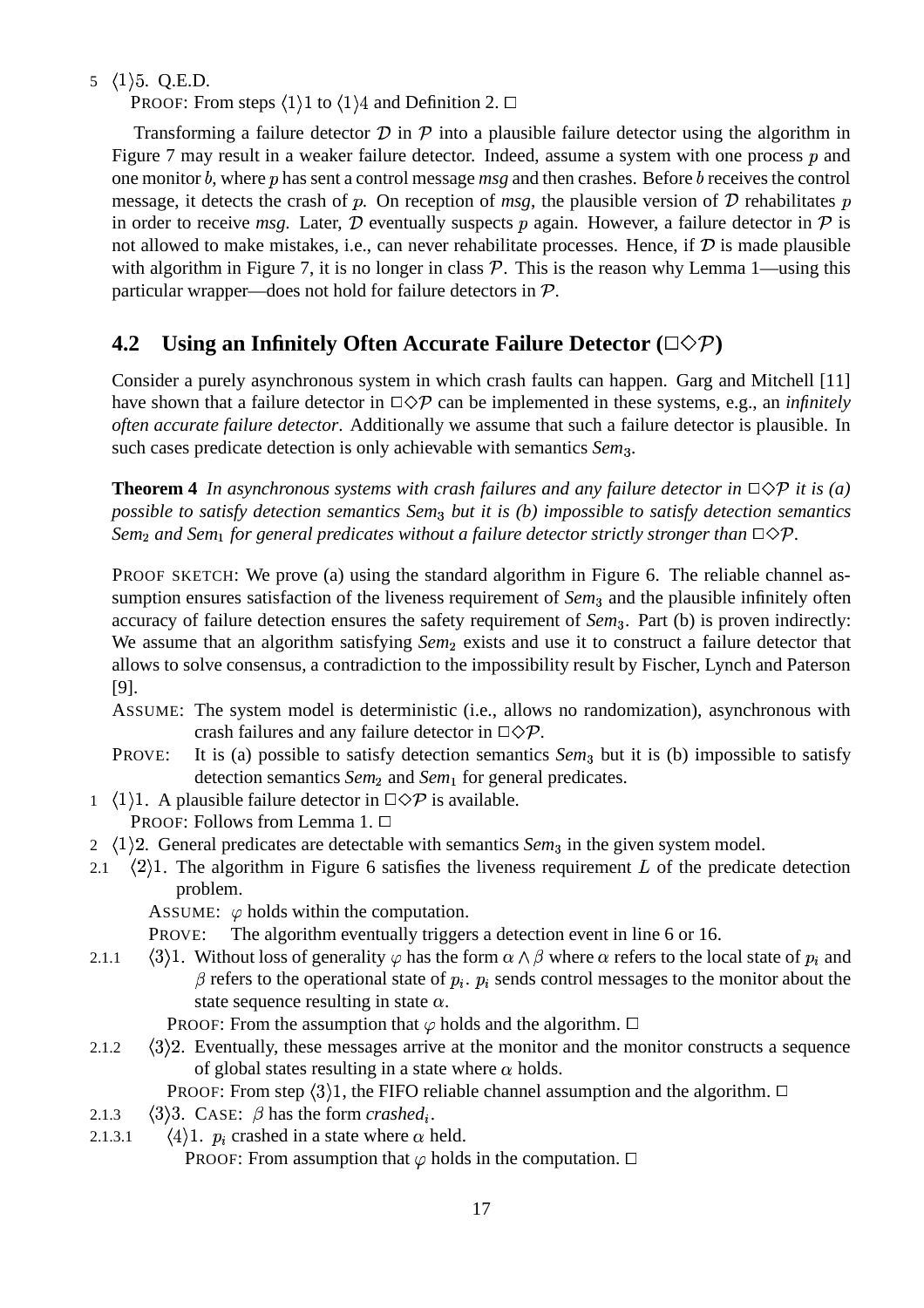5 $\langle 1 \rangle 5$. Q.E.D.

PROOF: From steps $\langle 1 \rangle 1$ to $\langle 1 \rangle 4$ and Definition 2. □

Transforming a failure detector $\mathcal{D}$ in $\mathcal{P}$ into a plausible failure detector using the algorithm in Figure 7 may result in a weaker failure detector. Indeed, assume a system with one process $p$ and one monitor $b$, where $p$ has sent a control message *msg* and then crashes. Before $b$ receives the control message, it detects the crash of $p$. On reception of *msg*, the plausible version of $\mathcal{D}$ rehabilitates $p$ in order to receive *msg*. Later, $\mathcal{D}$ eventually suspects $p$ again. However, a failure detector in $\mathcal{P}$ is not allowed to make mistakes, i.e., can never rehabilitate processes. Hence, if $\mathcal{D}$ is made plausible with algorithm in Figure 7, it is no longer in class $\mathcal{P}$. This is the reason why Lemma 1—using this particular wrapper—does not hold for failure detectors in $\mathcal{P}$.

## 4.2 Using an Infinitely Often Accurate Failure Detector ($\Box\Diamond\mathcal{P}$)

Consider a purely asynchronous system in which crash faults can happen. Garg and Mitchell [11] have shown that a failure detector in $\Box\Diamond\mathcal{P}$ can be implemented in these systems, e.g., an *infinitely often accurate failure detector*. Additionally we assume that such a failure detector is plausible. In such cases predicate detection is only achievable with semantics $Sem_3$.

**Theorem 4** *In asynchronous systems with crash failures and any failure detector in $\Box\Diamond\mathcal{P}$ it is (a) possible to satisfy detection semantics $Sem_3$ but it is (b) impossible to satisfy detection semantics $Sem_2$ and $Sem_1$ for general predicates without a failure detector strictly stronger than $\Box\Diamond\mathcal{P}$.*

PROOF SKETCH: We prove (a) using the standard algorithm in Figure 6. The reliable channel assumption ensures satisfaction of the liveness requirement of $Sem_3$ and the plausible infinitely often accuracy of failure detection ensures the safety requirement of $Sem_3$. Part (b) is proven indirectly: We assume that an algorithm satisfying $Sem_2$ exists and use it to construct a failure detector that allows to solve consensus, a contradiction to the impossibility result by Fischer, Lynch and Paterson [9].

ASSUME: The system model is deterministic (i.e., allows no randomization), asynchronous with crash failures and any failure detector in $\Box\Diamond\mathcal{P}$.

PROVE: It is (a) possible to satisfy detection semantics $Sem_3$ but it is (b) impossible to satisfy detection semantics $Sem_2$ and $Sem_1$ for general predicates.

1 $\langle 1 \rangle 1$. A plausible failure detector in $\Box\Diamond\mathcal{P}$ is available.

PROOF: Follows from Lemma 1. □

2 $\langle 1 \rangle 2$. General predicates are detectable with semantics $Sem_3$ in the given system model.

2.1 $\langle 2 \rangle 1$. The algorithm in Figure 6 satisfies the liveness requirement $L$ of the predicate detection problem.

ASSUME: $\varphi$ holds within the computation.

PROVE: The algorithm eventually triggers a detection event in line 6 or 16.

2.1.1 $\langle 3 \rangle 1$. Without loss of generality $\varphi$ has the form $\alpha \wedge \beta$ where $\alpha$ refers to the local state of $p_i$ and $\beta$ refers to the operational state of $p_i$. $p_i$ sends control messages to the monitor about the state sequence resulting in state $\alpha$.

PROOF: From the assumption that $\varphi$ holds and the algorithm. □

2.1.2 $\langle 3 \rangle 2$. Eventually, these messages arrive at the monitor and the monitor constructs a sequence of global states resulting in a state where $\alpha$ holds.

PROOF: From step $\langle 3 \rangle 1$, the FIFO reliable channel assumption and the algorithm. □

2.1.3 $\langle 3 \rangle 3$. CASE: $\beta$ has the form $crashed_i$.

2.1.3.1 $\langle 4 \rangle 1$. $p_i$ crashed in a state where $\alpha$ held.

PROOF: From assumption that $\varphi$ holds in the computation. □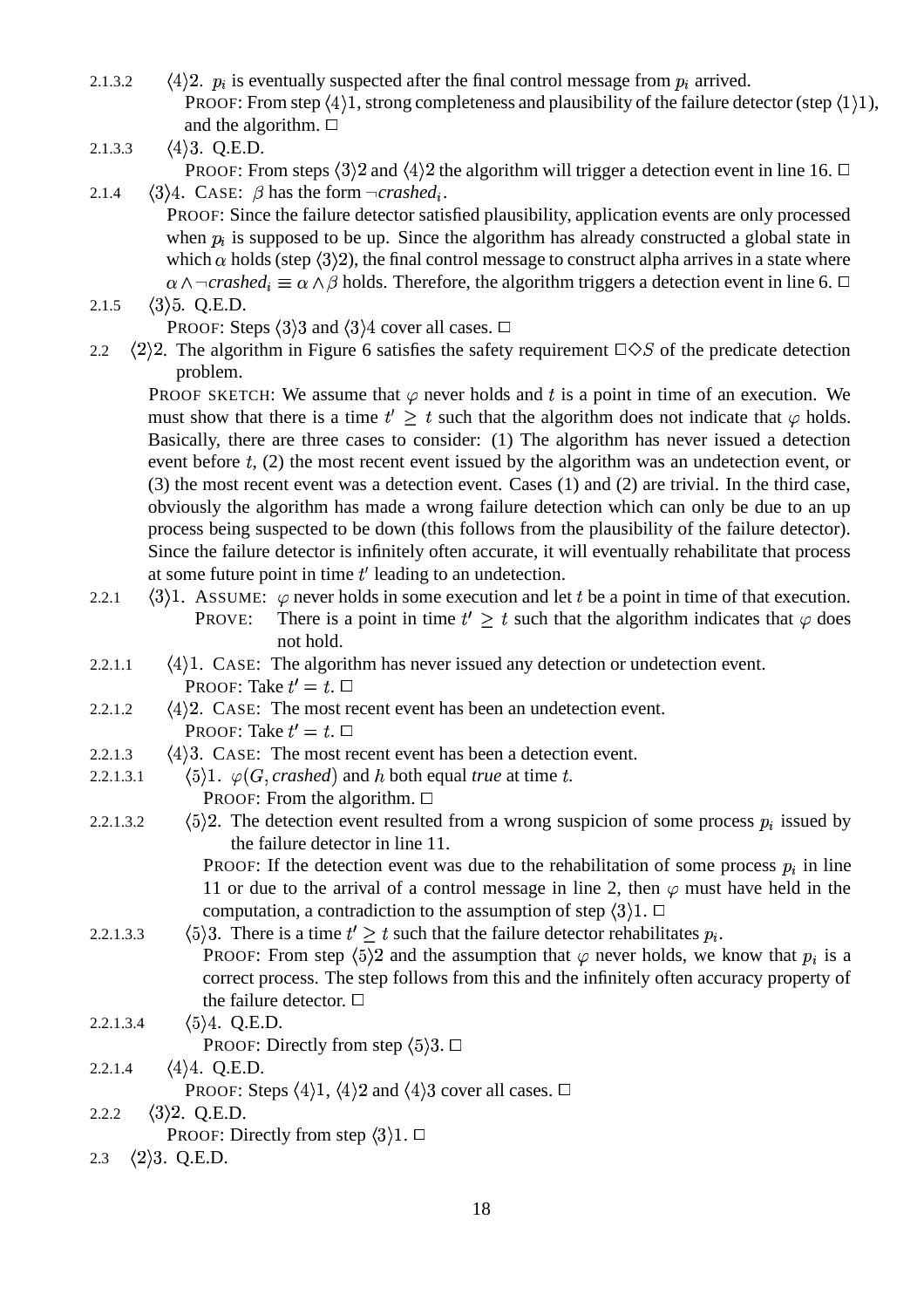2.1.3.2 $\langle 4 \rangle 2$. $p_i$ is eventually suspected after the final control message from $p_i$ arrived.
PROOF: From step $\langle 4 \rangle 1$, strong completeness and plausibility of the failure detector (step $\langle 1 \rangle 1$), and the algorithm. □

2.1.3.3 $\langle 4 \rangle 3$. Q.E.D.
PROOF: From steps $\langle 3 \rangle 2$ and $\langle 4 \rangle 2$ the algorithm will trigger a detection event in line 16. □

2.1.4 $\langle 3 \rangle 4$. CASE: $\beta$ has the form $\neg crashed_i$.
PROOF: Since the failure detector satisfied plausibility, application events are only processed when $p_i$ is supposed to be up. Since the algorithm has already constructed a global state in which $\alpha$ holds (step $\langle 3 \rangle 2$), the final control message to construct alpha arrives in a state where $\alpha \wedge \neg crashed_i \equiv \alpha \wedge \beta$ holds. Therefore, the algorithm triggers a detection event in line 6. □

2.1.5 $\langle 3 \rangle 5$. Q.E.D.
PROOF: Steps $\langle 3 \rangle 3$ and $\langle 3 \rangle 4$ cover all cases. □

2.2 $\langle 2 \rangle 2$. The algorithm in Figure 6 satisfies the safety requirement $\Box\Diamond S$ of the predicate detection problem.

PROOF SKETCH: We assume that $\varphi$ never holds and $t$ is a point in time of an execution. We must show that there is a time $t' \geq t$ such that the algorithm does not indicate that $\varphi$ holds. Basically, there are three cases to consider: (1) The algorithm has never issued a detection event before $t$, (2) the most recent event issued by the algorithm was an undetection event, or (3) the most recent event was a detection event. Cases (1) and (2) are trivial. In the third case, obviously the algorithm has made a wrong failure detection which can only be due to an up process being suspected to be down (this follows from the plausibility of the failure detector). Since the failure detector is infinitely often accurate, it will eventually rehabilitate that process at some future point in time $t'$ leading to an undetection.

2.2.1 $\langle 3 \rangle 1$. ASSUME: $\varphi$ never holds in some execution and let $t$ be a point in time of that execution.
PROVE: There is a point in time $t' \geq t$ such that the algorithm indicates that $\varphi$ does not hold.

2.2.1.1 $\langle 4 \rangle 1$. CASE: The algorithm has never issued any detection or undetection event.
PROOF: Take $t' = t$. □

2.2.1.2 $\langle 4 \rangle 2$. CASE: The most recent event has been an undetection event.
PROOF: Take $t' = t$. □

2.2.1.3 $\langle 4 \rangle 3$. CASE: The most recent event has been a detection event.

2.2.1.3.1 $\langle 5 \rangle 1$. $\varphi(G, crashed)$ and $h$ both equal *true* at time $t$.
PROOF: From the algorithm. □

2.2.1.3.2 $\langle 5 \rangle 2$. The detection event resulted from a wrong suspicion of some process $p_i$ issued by the failure detector in line 11.
PROOF: If the detection event was due to the rehabilitation of some process $p_i$ in line 11 or due to the arrival of a control message in line 2, then $\varphi$ must have held in the computation, a contradiction to the assumption of step $\langle 3 \rangle 1$. □

2.2.1.3.3 $\langle 5 \rangle 3$. There is a time $t' \geq t$ such that the failure detector rehabilitates $p_i$.
PROOF: From step $\langle 5 \rangle 2$ and the assumption that $\varphi$ never holds, we know that $p_i$ is a correct process. The step follows from this and the infinitely often accuracy property of the failure detector. □

2.2.1.3.4 $\langle 5 \rangle 4$. Q.E.D.
PROOF: Directly from step $\langle 5 \rangle 3$. □

2.2.1.4 $\langle 4 \rangle 4$. Q.E.D.
PROOF: Steps $\langle 4 \rangle 1$, $\langle 4 \rangle 2$ and $\langle 4 \rangle 3$ cover all cases. □

2.2.2 $\langle 3 \rangle 2$. Q.E.D.
PROOF: Directly from step $\langle 3 \rangle 1$. □

2.3 $\langle 2 \rangle 3$. Q.E.D.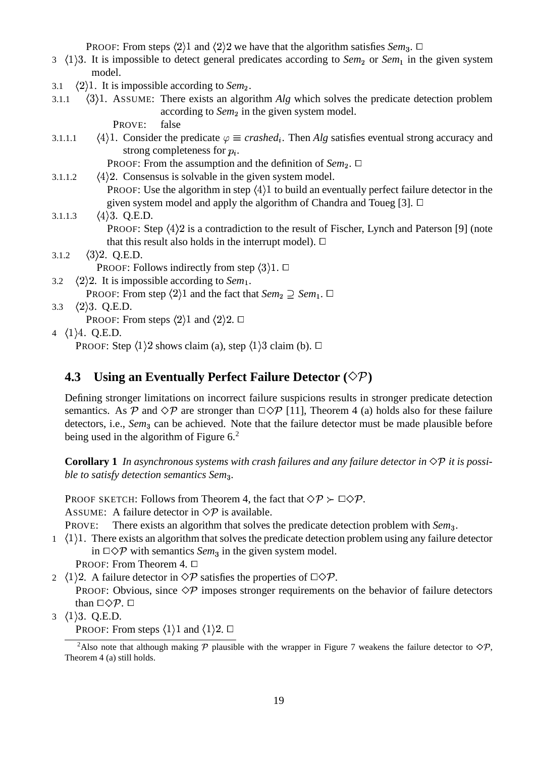PROOF: From steps ⟨2⟩1 and ⟨2⟩2 we have that the algorithm satisfies $Sem_3$. □

3 ⟨1⟩3. It is impossible to detect general predicates according to $Sem_2$ or $Sem_1$ in the given system model.

3.1 ⟨2⟩1. It is impossible according to $Sem_2$.

3.1.1 ⟨3⟩1. ASSUME: There exists an algorithm *Alg* which solves the predicate detection problem according to $Sem_2$ in the given system model.
PROVE: false

3.1.1.1 ⟨4⟩1. Consider the predicate $\varphi \equiv crashed_i$. Then *Alg* satisfies eventual strong accuracy and strong completeness for $p_i$.
PROOF: From the assumption and the definition of $Sem_2$. □

3.1.1.2 ⟨4⟩2. Consensus is solvable in the given system model.
PROOF: Use the algorithm in step ⟨4⟩1 to build an eventually perfect failure detector in the given system model and apply the algorithm of Chandra and Toueg [3]. □

3.1.1.3 ⟨4⟩3. Q.E.D.
PROOF: Step ⟨4⟩2 is a contradiction to the result of Fischer, Lynch and Paterson [9] (note that this result also holds in the interrupt model). □

3.1.2 ⟨3⟩2. Q.E.D.
PROOF: Follows indirectly from step ⟨3⟩1. □

3.2 ⟨2⟩2. It is impossible according to $Sem_1$.
PROOF: From step ⟨2⟩1 and the fact that $Sem_2 \supseteq Sem_1$. □

3.3 ⟨2⟩3. Q.E.D.
PROOF: From steps ⟨2⟩1 and ⟨2⟩2. □

4 ⟨1⟩4. Q.E.D.
PROOF: Step ⟨1⟩2 shows claim (a), step ⟨1⟩3 claim (b). □

### 4.3 Using an Eventually Perfect Failure Detector ($\Diamond\mathcal{P}$)

Defining stronger limitations on incorrect failure suspicions results in stronger predicate detection semantics. As $\mathcal{P}$ and $\Diamond\mathcal{P}$ are stronger than $\Box\Diamond\mathcal{P}$ [11], Theorem 4 (a) holds also for these failure detectors, i.e., $Sem_3$ can be achieved. Note that the failure detector must be made plausible before being used in the algorithm of Figure 6.[2]

**Corollary 1** *In asynchronous systems with crash failures and any failure detector in $\Diamond\mathcal{P}$ it is possible to satisfy detection semantics $Sem_3$.*

PROOF SKETCH: Follows from Theorem 4, the fact that $\Diamond\mathcal{P} \succ \Box\Diamond\mathcal{P}$.
ASSUME: A failure detector in $\Diamond\mathcal{P}$ is available.
PROVE: There exists an algorithm that solves the predicate detection problem with $Sem_3$.

1 ⟨1⟩1. There exists an algorithm that solves the predicate detection problem using any failure detector in $\Box\Diamond\mathcal{P}$ with semantics $Sem_3$ in the given system model.
PROOF: From Theorem 4. □

2 ⟨1⟩2. A failure detector in $\Diamond\mathcal{P}$ satisfies the properties of $\Box\Diamond\mathcal{P}$.
PROOF: Obvious, since $\Diamond\mathcal{P}$ imposes stronger requirements on the behavior of failure detectors than $\Box\Diamond\mathcal{P}$. □

3 ⟨1⟩3. Q.E.D.
PROOF: From steps ⟨1⟩1 and ⟨1⟩2. □

[2] Also note that although making $\mathcal{P}$ plausible with the wrapper in Figure 7 weakens the failure detector to $\Diamond\mathcal{P}$, Theorem 4 (a) still holds.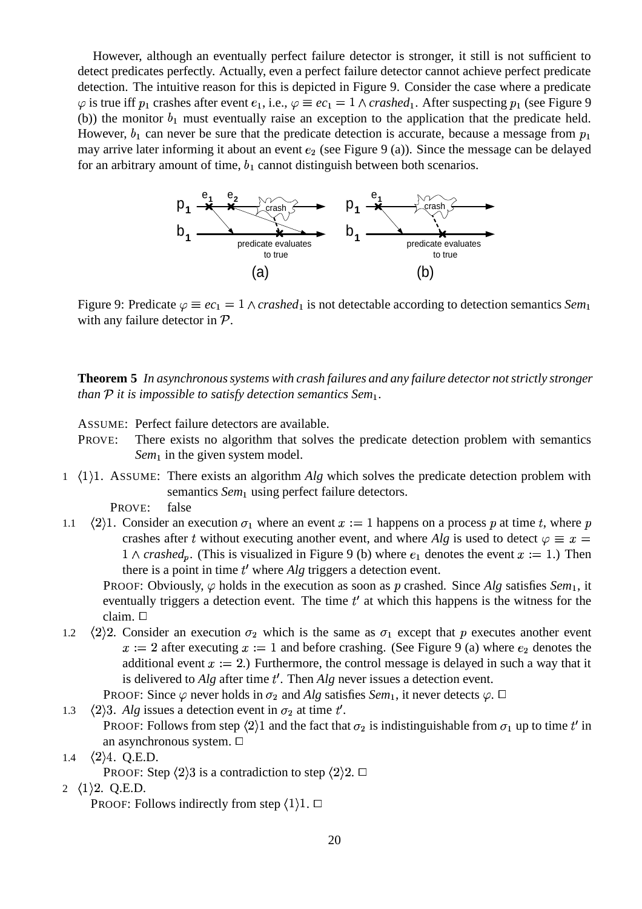However, although an eventually perfect failure detector is stronger, it still is not sufficient to detect predicates perfectly. Actually, even a perfect failure detector cannot achieve perfect predicate detection. The intuitive reason for this is depicted in Figure 9. Consider the case where a predicate $\varphi$ is true iff $p_1$ crashes after event $e_1$, i.e., $\varphi \equiv ec_1 = 1 \wedge crashed_1$. After suspecting $p_1$ (see Figure 9 (b)) the monitor $b_1$ must eventually raise an exception to the application that the predicate held. However, $b_1$ can never be sure that the predicate detection is accurate, because a message from $p_1$ may arrive later informing it about an event $e_2$ (see Figure 9 (a)). Since the message can be delayed for an arbitrary amount of time, $b_1$ cannot distinguish between both scenarios.

Figure 9: Predicate $\varphi \equiv ec_1 = 1 \wedge crashed_1$ is not detectable according to detection semantics $Sem_1$ with any failure detector in $\mathcal{P}$.

**Theorem 5** *In asynchronous systems with crash failures and any failure detector not strictly stronger than $\mathcal{P}$ it is impossible to satisfy detection semantics $Sem_1$.*

ASSUME: Perfect failure detectors are available.

PROVE: There exists no algorithm that solves the predicate detection problem with semantics $Sem_1$ in the given system model.

1 $\langle 1 \rangle 1$. ASSUME: There exists an algorithm *Alg* which solves the predicate detection problem with semantics $Sem_1$ using perfect failure detectors.

PROVE: false

1.1 $\langle 2 \rangle 1$. Consider an execution $\sigma_1$ where an event $x := 1$ happens on a process $p$ at time $t$, where $p$ crashes after $t$ without executing another event, and where *Alg* is used to detect $\varphi \equiv x = 1 \wedge crashed_p$. (This is visualized in Figure 9 (b) where $e_1$ denotes the event $x := 1$.) Then there is a point in time $t'$ where *Alg* triggers a detection event.

PROOF: Obviously, $\varphi$ holds in the execution as soon as $p$ crashed. Since *Alg* satisfies $Sem_1$, it eventually triggers a detection event. The time $t'$ at which this happens is the witness for the claim. □

1.2 $\langle 2 \rangle 2$. Consider an execution $\sigma_2$ which is the same as $\sigma_1$ except that $p$ executes another event $x := 2$ after executing $x := 1$ and before crashing. (See Figure 9 (a) where $e_2$ denotes the additional event $x := 2$.) Furthermore, the control message is delayed in such a way that it is delivered to *Alg* after time $t'$. Then *Alg* never issues a detection event.

PROOF: Since $\varphi$ never holds in $\sigma_2$ and *Alg* satisfies $Sem_1$, it never detects $\varphi$. □

1.3 $\langle 2 \rangle 3$. *Alg* issues a detection event in $\sigma_2$ at time $t'$.

PROOF: Follows from step $\langle 2 \rangle 1$ and the fact that $\sigma_2$ is indistinguishable from $\sigma_1$ up to time $t'$ in an asynchronous system. □

1.4 $\langle 2 \rangle 4$. Q.E.D.

PROOF: Step $\langle 2 \rangle 3$ is a contradiction to step $\langle 2 \rangle 2$. □

2 $\langle 1 \rangle 2$. Q.E.D.

PROOF: Follows indirectly from step $\langle 1 \rangle 1$. □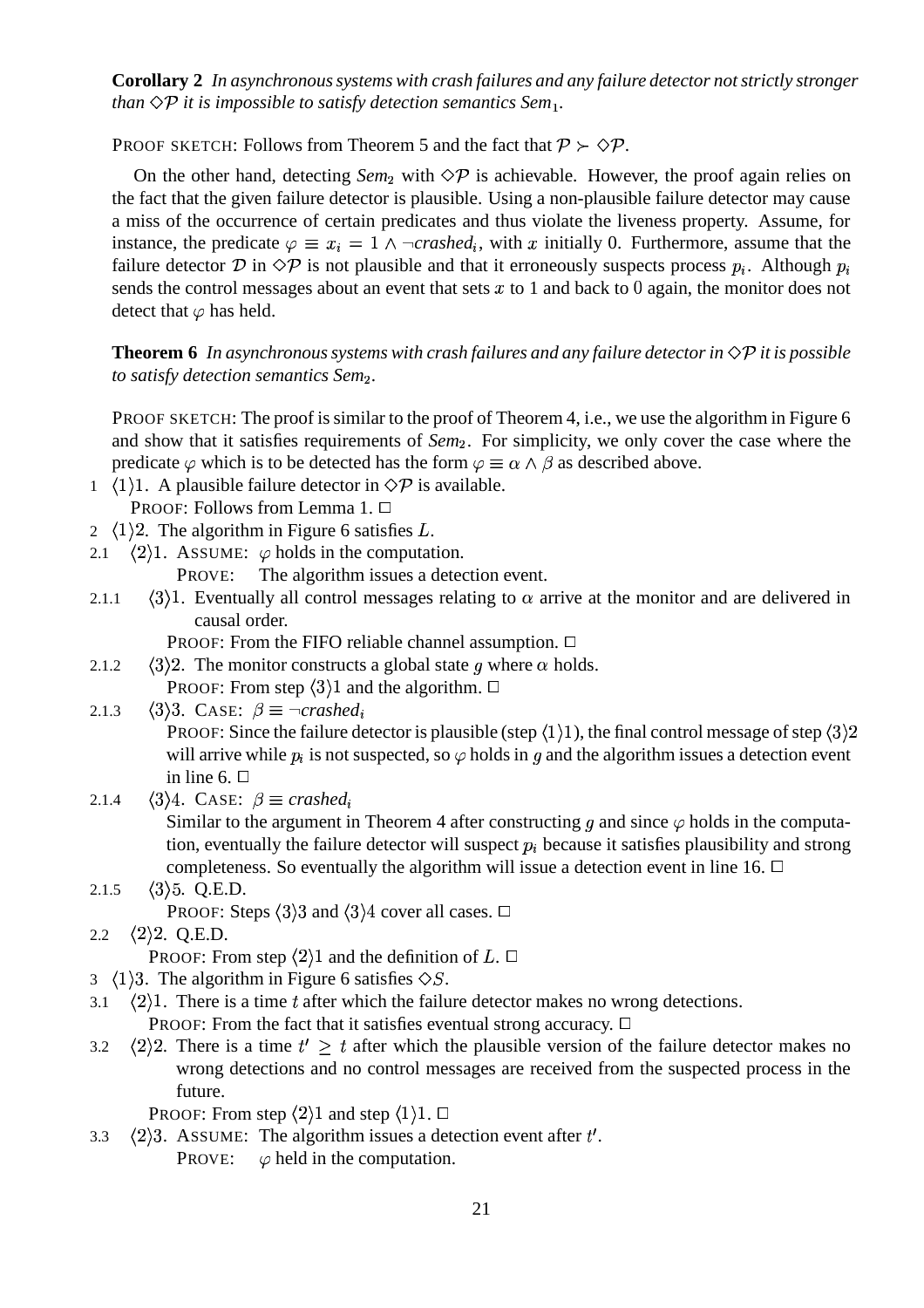**Corollary 2** *In asynchronous systems with crash failures and any failure detector not strictly stronger than $\diamond\mathcal{P}$ it is impossible to satisfy detection semantics Sem$_1$.*

PROOF SKETCH: Follows from Theorem 5 and the fact that $\mathcal{P} \succ \diamond\mathcal{P}$.

On the other hand, detecting *Sem*$_2$ with $\diamond\mathcal{P}$ is achievable. However, the proof again relies on the fact that the given failure detector is plausible. Using a non-plausible failure detector may cause a miss of the occurrence of certain predicates and thus violate the liveness property. Assume, for instance, the predicate $\varphi \equiv x_i = 1 \wedge \neg crashed_i$, with $x$ initially 0. Furthermore, assume that the failure detector $\mathcal{D}$ in $\diamond\mathcal{P}$ is not plausible and that it erroneously suspects process $p_i$. Although $p_i$ sends the control messages about an event that sets $x$ to 1 and back to 0 again, the monitor does not detect that $\varphi$ has held.

**Theorem 6** *In asynchronous systems with crash failures and any failure detector in $\diamond\mathcal{P}$ it is possible to satisfy detection semantics Sem$_2$.*

PROOF SKETCH: The proof is similar to the proof of Theorem 4, i.e., we use the algorithm in Figure 6 and show that it satisfies requirements of *Sem*$_2$. For simplicity, we only cover the case where the predicate $\varphi$ which is to be detected has the form $\varphi \equiv \alpha \wedge \beta$ as described above.

1 $\langle 1\rangle 1$. A plausible failure detector in $\diamond\mathcal{P}$ is available.
PROOF: Follows from Lemma 1. □

2 $\langle 1\rangle 2$. The algorithm in Figure 6 satisfies $L$.

2.1 $\langle 2\rangle 1$. ASSUME: $\varphi$ holds in the computation.
PROVE: The algorithm issues a detection event.

2.1.1 $\langle 3\rangle 1$. Eventually all control messages relating to $\alpha$ arrive at the monitor and are delivered in causal order.
PROOF: From the FIFO reliable channel assumption. □

2.1.2 $\langle 3\rangle 2$. The monitor constructs a global state $g$ where $\alpha$ holds.
PROOF: From step $\langle 3\rangle 1$ and the algorithm. □

2.1.3 $\langle 3\rangle 3$. CASE: $\beta \equiv \neg crashed_i$
PROOF: Since the failure detector is plausible (step $\langle 1\rangle 1$), the final control message of step $\langle 3\rangle 2$ will arrive while $p_i$ is not suspected, so $\varphi$ holds in $g$ and the algorithm issues a detection event in line 6. □

2.1.4 $\langle 3\rangle 4$. CASE: $\beta \equiv crashed_i$
Similar to the argument in Theorem 4 after constructing $g$ and since $\varphi$ holds in the computation, eventually the failure detector will suspect $p_i$ because it satisfies plausibility and strong completeness. So eventually the algorithm will issue a detection event in line 16. □

2.1.5 $\langle 3\rangle 5$. Q.E.D.
PROOF: Steps $\langle 3\rangle 3$ and $\langle 3\rangle 4$ cover all cases. □

2.2 $\langle 2\rangle 2$. Q.E.D.
PROOF: From step $\langle 2\rangle 1$ and the definition of $L$. □

3 $\langle 1\rangle 3$. The algorithm in Figure 6 satisfies $\diamond S$.

3.1 $\langle 2\rangle 1$. There is a time $t$ after which the failure detector makes no wrong detections.
PROOF: From the fact that it satisfies eventual strong accuracy. □

3.2 $\langle 2\rangle 2$. There is a time $t' \geq t$ after which the plausible version of the failure detector makes no wrong detections and no control messages are received from the suspected process in the future.
PROOF: From step $\langle 2\rangle 1$ and step $\langle 1\rangle 1$. □

3.3 $\langle 2\rangle 3$. ASSUME: The algorithm issues a detection event after $t'$.
PROVE: $\varphi$ held in the computation.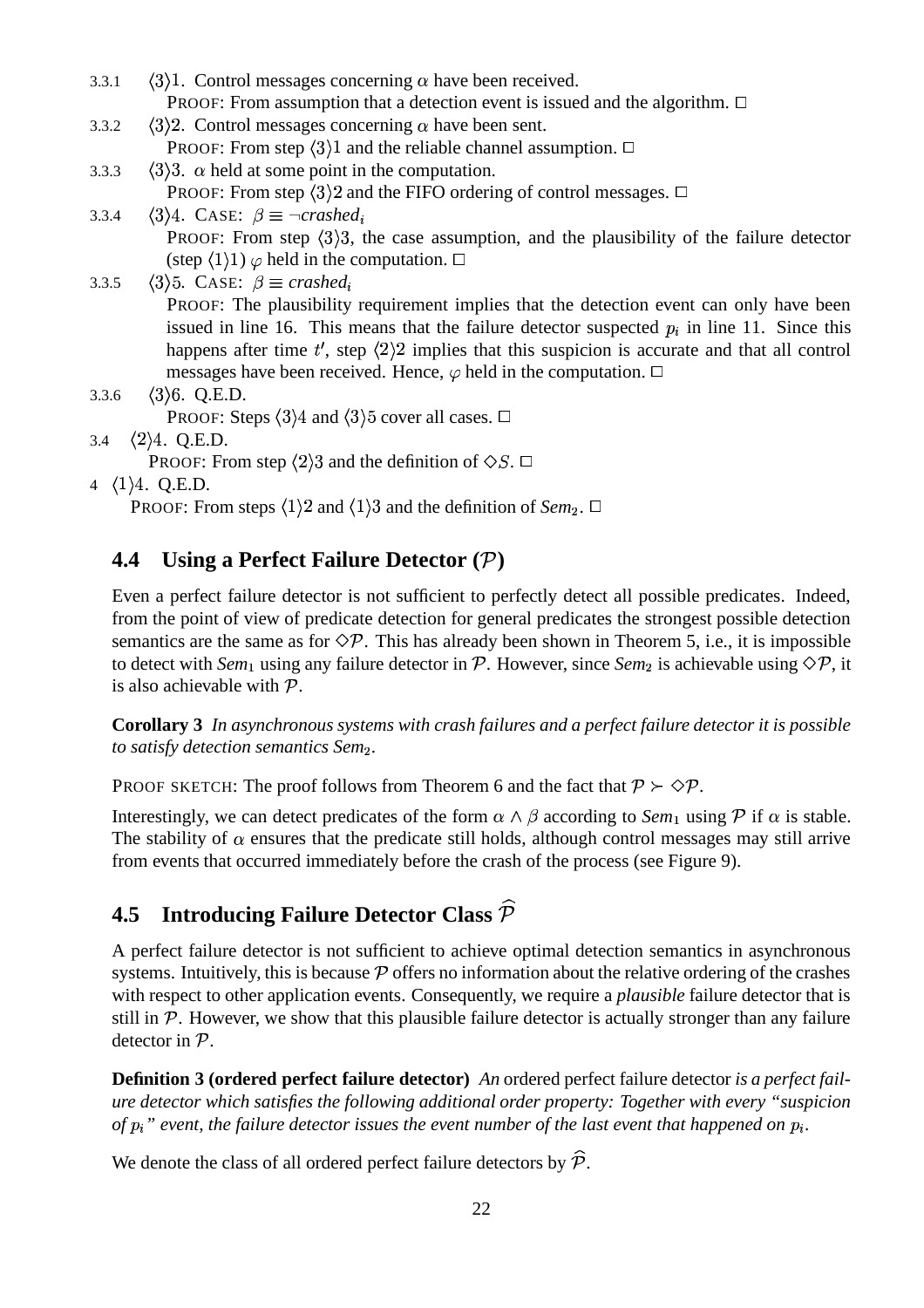3.3.1 $\langle 3 \rangle 1$. Control messages concerning $\alpha$ have been received.
PROOF: From assumption that a detection event is issued and the algorithm. □

3.3.2 $\langle 3 \rangle 2$. Control messages concerning $\alpha$ have been sent.
PROOF: From step $\langle 3 \rangle 1$ and the reliable channel assumption. □

3.3.3 $\langle 3 \rangle 3$. $\alpha$ held at some point in the computation.
PROOF: From step $\langle 3 \rangle 2$ and the FIFO ordering of control messages. □

3.3.4 $\langle 3 \rangle 4$. CASE: $\beta \equiv \neg crashed_i$
PROOF: From step $\langle 3 \rangle 3$, the case assumption, and the plausibility of the failure detector (step $\langle 1 \rangle 1$) $\varphi$ held in the computation. □

3.3.5 $\langle 3 \rangle 5$. CASE: $\beta \equiv crashed_i$
PROOF: The plausibility requirement implies that the detection event can only have been issued in line 16. This means that the failure detector suspected $p_i$ in line 11. Since this happens after time $t'$, step $\langle 2 \rangle 2$ implies that this suspicion is accurate and that all control messages have been received. Hence, $\varphi$ held in the computation. □

3.3.6 $\langle 3 \rangle 6$. Q.E.D.
PROOF: Steps $\langle 3 \rangle 4$ and $\langle 3 \rangle 5$ cover all cases. □

3.4 $\langle 2 \rangle 4$. Q.E.D.
PROOF: From step $\langle 2 \rangle 3$ and the definition of $\Diamond S$. □

4 $\langle 1 \rangle 4$. Q.E.D.
PROOF: From steps $\langle 1 \rangle 2$ and $\langle 1 \rangle 3$ and the definition of *Sem*₂. □

## 4.4 Using a Perfect Failure Detector ($\mathcal{P}$)

Even a perfect failure detector is not sufficient to perfectly detect all possible predicates. Indeed, from the point of view of predicate detection for general predicates the strongest possible detection semantics are the same as for $\Diamond\mathcal{P}$. This has already been shown in Theorem 5, i.e., it is impossible to detect with $Sem_1$ using any failure detector in $\mathcal{P}$. However, since $Sem_2$ is achievable using $\Diamond\mathcal{P}$, it is also achievable with $\mathcal{P}$.

**Corollary 3** *In asynchronous systems with crash failures and a perfect failure detector it is possible to satisfy detection semantics $Sem_2$.*

PROOF SKETCH: The proof follows from Theorem 6 and the fact that $\mathcal{P} \succ \Diamond\mathcal{P}$.

Interestingly, we can detect predicates of the form $\alpha \wedge \beta$ according to $Sem_1$ using $\mathcal{P}$ if $\alpha$ is stable. The stability of $\alpha$ ensures that the predicate still holds, although control messages may still arrive from events that occurred immediately before the crash of the process (see Figure 9).

## 4.5 Introducing Failure Detector Class $\widehat{\mathcal{P}}$

A perfect failure detector is not sufficient to achieve optimal detection semantics in asynchronous systems. Intuitively, this is because $\mathcal{P}$ offers no information about the relative ordering of the crashes with respect to other application events. Consequently, we require a *plausible* failure detector that is still in $\mathcal{P}$. However, we show that this plausible failure detector is actually stronger than any failure detector in $\mathcal{P}$.

**Definition 3 (ordered perfect failure detector)** *An* ordered perfect failure detector *is a perfect failure detector which satisfies the following additional order property: Together with every "suspicion of $p_i$" event, the failure detector issues the event number of the last event that happened on $p_i$.*

We denote the class of all ordered perfect failure detectors by $\widehat{\mathcal{P}}$.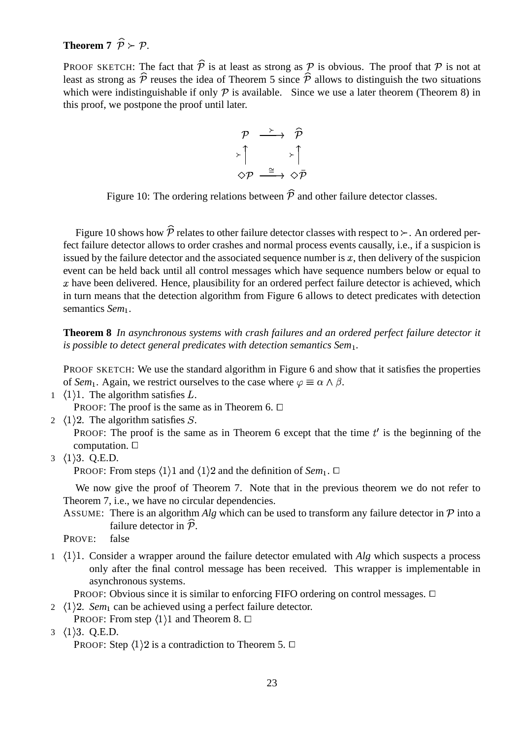**Theorem 7** $\widehat{\mathcal{P}} \succ \mathcal{P}$.

PROOF SKETCH: The fact that $\widehat{\mathcal{P}}$ is at least as strong as $\mathcal{P}$ is obvious. The proof that $\mathcal{P}$ is not at least as strong as $\widehat{\mathcal{P}}$ reuses the idea of Theorem 5 since $\widehat{\mathcal{P}}$ allows to distinguish the two situations which were indistinguishable if only $\mathcal{P}$ is available. Since we use a later theorem (Theorem 8) in this proof, we postpone the proof until later.

$$
\begin{array}{ccc}
\mathcal{P} & \xrightarrow{\succ} & \widehat{\mathcal{P}} \\
\succ \uparrow & & \succ \uparrow \\
\diamond\mathcal{P} & \xrightarrow{\cong} & \diamond\bar{\mathcal{P}}
\end{array}
$$

Figure 10: The ordering relations between $\widehat{\mathcal{P}}$ and other failure detector classes.

Figure 10 shows how $\widehat{\mathcal{P}}$ relates to other failure detector classes with respect to $\succ$. An ordered perfect failure detector allows to order crashes and normal process events causally, i.e., if a suspicion is issued by the failure detector and the associated sequence number is $x$, then delivery of the suspicion event can be held back until all control messages which have sequence numbers below or equal to $x$ have been delivered. Hence, plausibility for an ordered perfect failure detector is achieved, which in turn means that the detection algorithm from Figure 6 allows to detect predicates with detection semantics *Sem*$_1$.

**Theorem 8** *In asynchronous systems with crash failures and an ordered perfect failure detector it is possible to detect general predicates with detection semantics Sem*$_1$.

PROOF SKETCH: We use the standard algorithm in Figure 6 and show that it satisfies the properties of *Sem*$_1$. Again, we restrict ourselves to the case where $\varphi \equiv \alpha \wedge \beta$.

1 $\langle 1 \rangle 1$. The algorithm satisfies $L$.
PROOF: The proof is the same as in Theorem 6. □

2 $\langle 1 \rangle 2$. The algorithm satisfies $S$.
PROOF: The proof is the same as in Theorem 6 except that the time $t'$ is the beginning of the computation. □

3 $\langle 1 \rangle 3$. Q.E.D.
PROOF: From steps $\langle 1 \rangle 1$ and $\langle 1 \rangle 2$ and the definition of *Sem*$_1$. □

We now give the proof of Theorem 7. Note that in the previous theorem we do not refer to Theorem 7, i.e., we have no circular dependencies.

ASSUME: There is an algorithm *Alg* which can be used to transform any failure detector in $\mathcal{P}$ into a failure detector in $\widehat{\mathcal{P}}$.
PROVE: false

1 $\langle 1 \rangle 1$. Consider a wrapper around the failure detector emulated with *Alg* which suspects a process only after the final control message has been received. This wrapper is implementable in asynchronous systems.
PROOF: Obvious since it is similar to enforcing FIFO ordering on control messages. □

2 $\langle 1 \rangle 2$. *Sem*$_1$ can be achieved using a perfect failure detector.
PROOF: From step $\langle 1 \rangle 1$ and Theorem 8. □

3 $\langle 1 \rangle 3$. Q.E.D.
PROOF: Step $\langle 1 \rangle 2$ is a contradiction to Theorem 5. □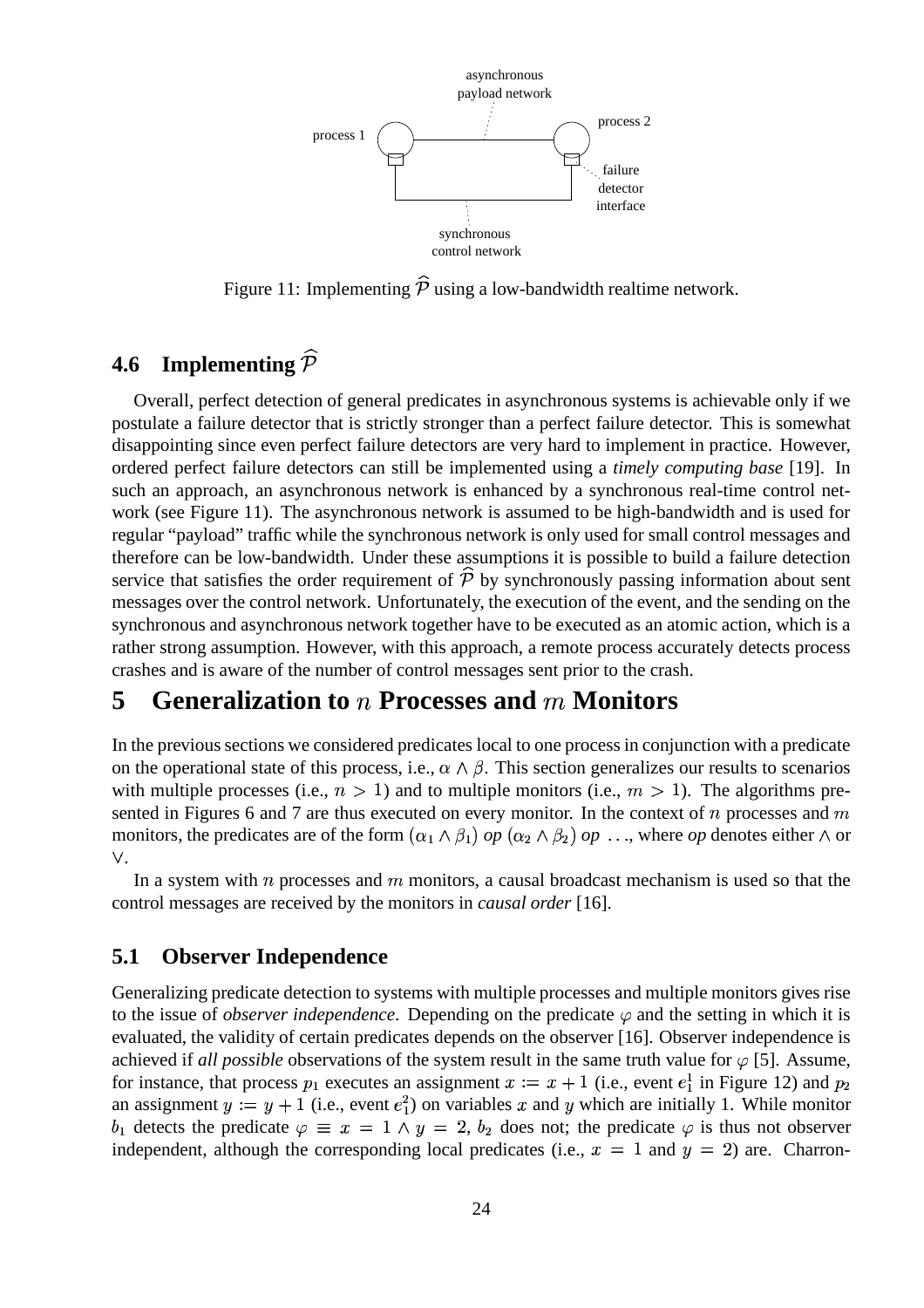Figure 11: Implementing $\widehat{\mathcal{P}}$ using a low-bandwidth realtime network.

### 4.6 Implementing $\widehat{\mathcal{P}}$

Overall, perfect detection of general predicates in asynchronous systems is achievable only if we postulate a failure detector that is strictly stronger than a perfect failure detector. This is somewhat disappointing since even perfect failure detectors are very hard to implement in practice. However, ordered perfect failure detectors can still be implemented using a *timely computing base* [19]. In such an approach, an asynchronous network is enhanced by a synchronous real-time control network (see Figure 11). The asynchronous network is assumed to be high-bandwidth and is used for regular "payload" traffic while the synchronous network is only used for small control messages and therefore can be low-bandwidth. Under these assumptions it is possible to build a failure detection service that satisfies the order requirement of $\widehat{\mathcal{P}}$ by synchronously passing information about sent messages over the control network. Unfortunately, the execution of the event, and the sending on the synchronous and asynchronous network together have to be executed as an atomic action, which is a rather strong assumption. However, with this approach, a remote process accurately detects process crashes and is aware of the number of control messages sent prior to the crash.

## 5 Generalization to $n$ Processes and $m$ Monitors

In the previous sections we considered predicates local to one process in conjunction with a predicate on the operational state of this process, i.e., $\alpha \wedge \beta$. This section generalizes our results to scenarios with multiple processes (i.e., $n > 1$) and to multiple monitors (i.e., $m > 1$). The algorithms presented in Figures 6 and 7 are thus executed on every monitor. In the context of $n$ processes and $m$ monitors, the predicates are of the form $(\alpha_1 \wedge \beta_1)$ *op* $(\alpha_2 \wedge \beta_2)$ *op* $\ldots$, where *op* denotes either $\wedge$ or $\vee$.

In a system with $n$ processes and $m$ monitors, a causal broadcast mechanism is used so that the control messages are received by the monitors in *causal order* [16].

### 5.1 Observer Independence

Generalizing predicate detection to systems with multiple processes and multiple monitors gives rise to the issue of *observer independence*. Depending on the predicate $\varphi$ and the setting in which it is evaluated, the validity of certain predicates depends on the observer [16]. Observer independence is achieved if *all possible* observations of the system result in the same truth value for $\varphi$ [5]. Assume, for instance, that process $p_1$ executes an assignment $x := x + 1$ (i.e., event $e_1^1$ in Figure 12) and $p_2$ an assignment $y := y + 1$ (i.e., event $e_1^2$) on variables $x$ and $y$ which are initially 1. While monitor $b_1$ detects the predicate $\varphi \equiv x = 1 \wedge y = 2$, $b_2$ does not; the predicate $\varphi$ is thus not observer independent, although the corresponding local predicates (i.e., $x = 1$ and $y = 2$) are. Charron-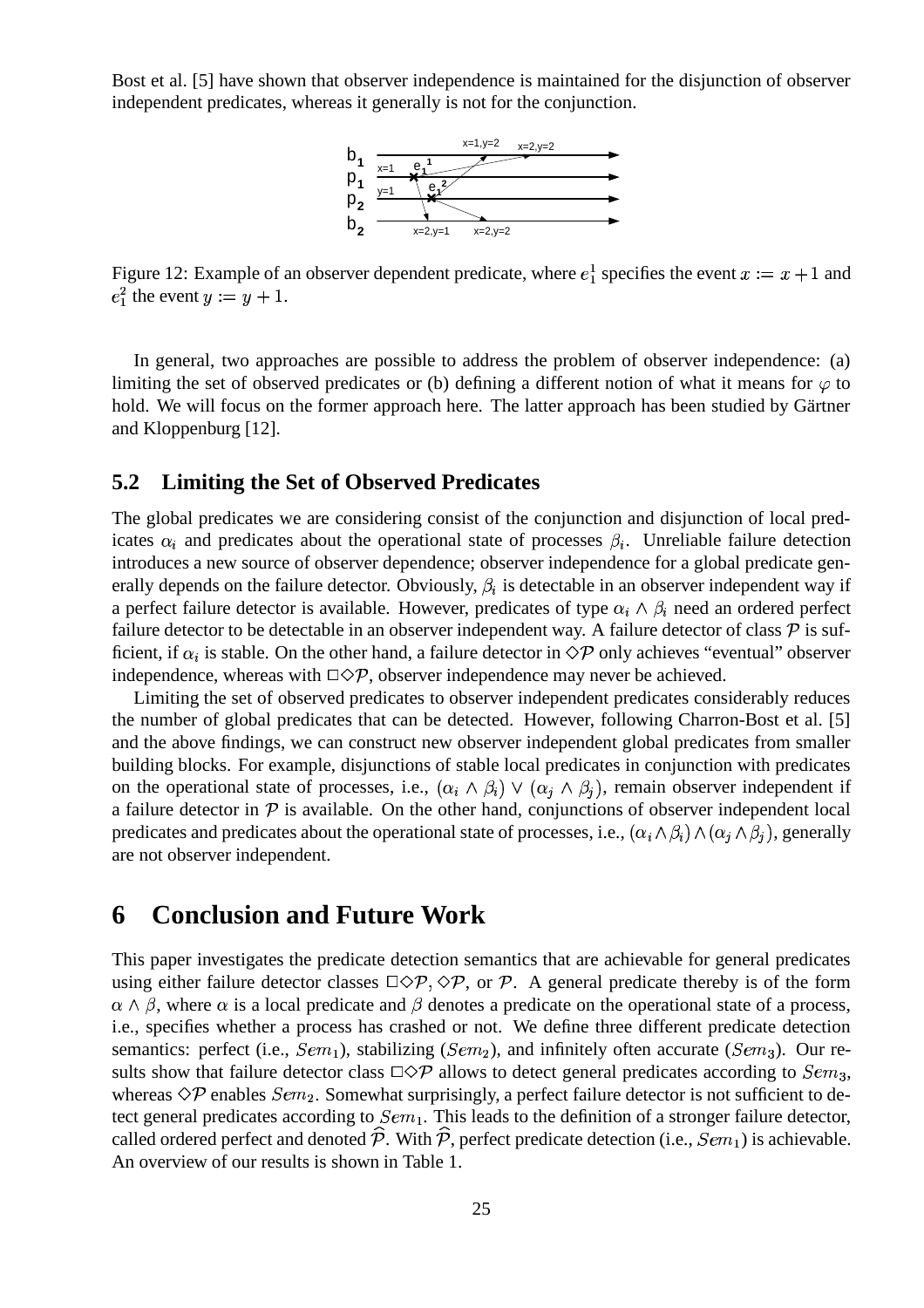Bost et al. [5] have shown that observer independence is maintained for the disjunction of observer independent predicates, whereas it generally is not for the conjunction.

Figure 12: Example of an observer dependent predicate, where $e_1^1$ specifies the event $x := x + 1$ and $e_1^2$ the event $y := y + 1$.

In general, two approaches are possible to address the problem of observer independence: (a) limiting the set of observed predicates or (b) defining a different notion of what it means for $\varphi$ to hold. We will focus on the former approach here. The latter approach has been studied by Gärtner and Kloppenburg [12].

## 5.2 Limiting the Set of Observed Predicates

The global predicates we are considering consist of the conjunction and disjunction of local predicates $\alpha_i$ and predicates about the operational state of processes $\beta_i$. Unreliable failure detection introduces a new source of observer dependence; observer independence for a global predicate generally depends on the failure detector. Obviously, $\beta_i$ is detectable in an observer independent way if a perfect failure detector is available. However, predicates of type $\alpha_i \wedge \beta_i$ need an ordered perfect failure detector to be detectable in an observer independent way. A failure detector of class $\mathcal{P}$ is sufficient, if $\alpha_i$ is stable. On the other hand, a failure detector in $\diamond\mathcal{P}$ only achieves "eventual" observer independence, whereas with $\Box\diamond\mathcal{P}$, observer independence may never be achieved.

Limiting the set of observed predicates to observer independent predicates considerably reduces the number of global predicates that can be detected. However, following Charron-Bost et al. [5] and the above findings, we can construct new observer independent global predicates from smaller building blocks. For example, disjunctions of stable local predicates in conjunction with predicates on the operational state of processes, i.e., $(\alpha_i \wedge \beta_i) \vee (\alpha_j \wedge \beta_j)$, remain observer independent if a failure detector in $\mathcal{P}$ is available. On the other hand, conjunctions of observer independent local predicates and predicates about the operational state of processes, i.e., $(\alpha_i \wedge \beta_i) \wedge (\alpha_j \wedge \beta_j)$, generally are not observer independent.

# 6 Conclusion and Future Work

This paper investigates the predicate detection semantics that are achievable for general predicates using either failure detector classes $\Box\diamond\mathcal{P}$, $\diamond\mathcal{P}$, or $\mathcal{P}$. A general predicate thereby is of the form $\alpha \wedge \beta$, where $\alpha$ is a local predicate and $\beta$ denotes a predicate on the operational state of a process, i.e., specifies whether a process has crashed or not. We define three different predicate detection semantics: perfect (i.e., $Sem_1$), stabilizing ($Sem_2$), and infinitely often accurate ($Sem_3$). Our results show that failure detector class $\Box\diamond\mathcal{P}$ allows to detect general predicates according to $Sem_3$, whereas $\diamond\mathcal{P}$ enables $Sem_2$. Somewhat surprisingly, a perfect failure detector is not sufficient to detect general predicates according to $Sem_1$. This leads to the definition of a stronger failure detector, called ordered perfect and denoted $\widehat{\mathcal{P}}$. With $\widehat{\mathcal{P}}$, perfect predicate detection (i.e., $Sem_1$) is achievable. An overview of our results is shown in Table 1.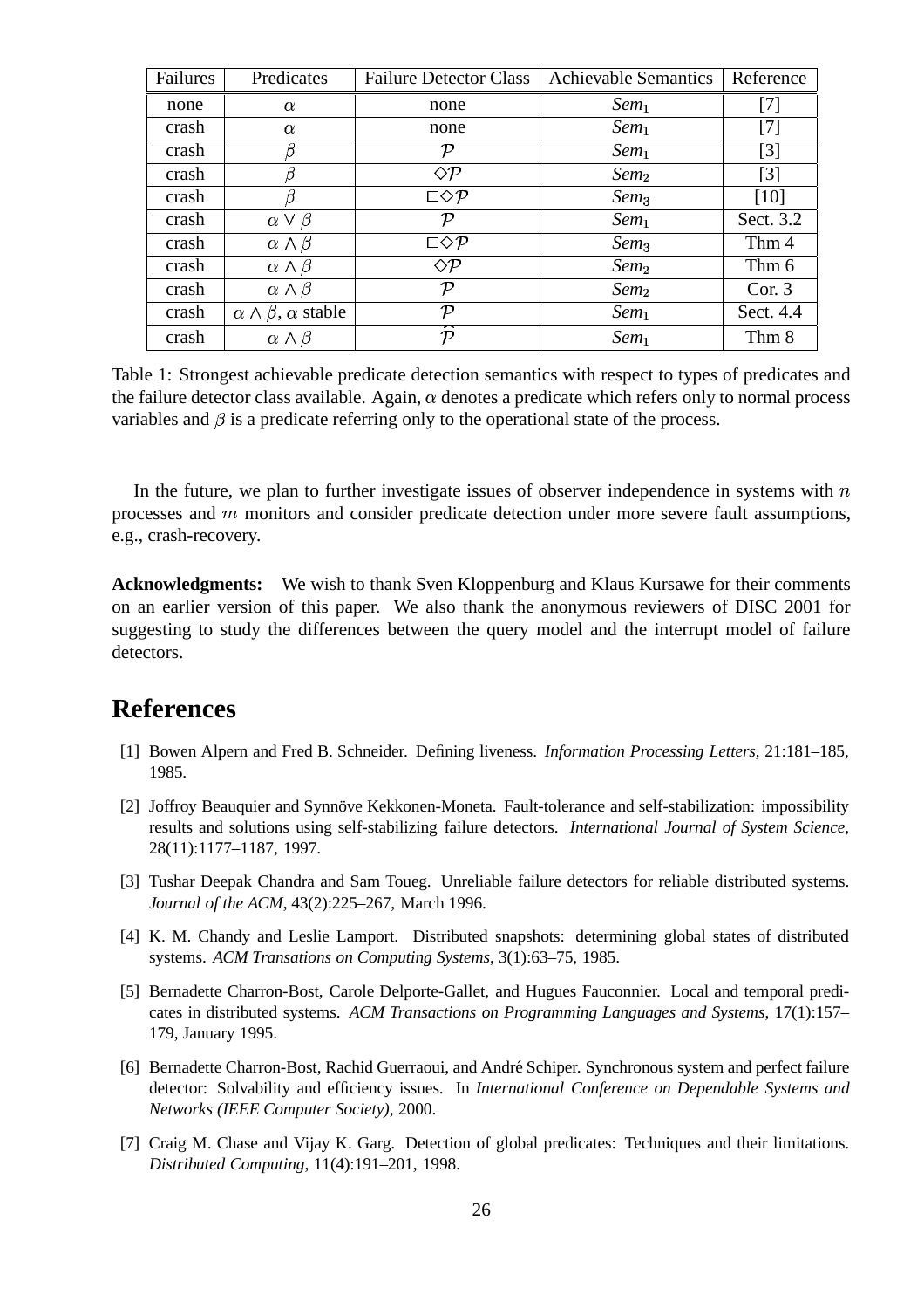| Failures | Predicates | Failure Detector Class | Achievable Semantics | Reference |
|---|---|---|---|---|
| none | $\alpha$ | none | $Sem_1$ | [7] |
| crash | $\alpha$ | none | $Sem_1$ | [7] |
| crash | $\beta$ | $\mathcal{P}$ | $Sem_1$ | [3] |
| crash | $\beta$ | $\diamond\mathcal{P}$ | $Sem_2$ | [3] |
| crash | $\beta$ | $\Box\diamond\mathcal{P}$ | $Sem_3$ | [10] |
| crash | $\alpha \vee \beta$ | $\mathcal{P}$ | $Sem_1$ | Sect. 3.2 |
| crash | $\alpha \wedge \beta$ | $\Box\diamond\mathcal{P}$ | $Sem_3$ | Thm 4 |
| crash | $\alpha \wedge \beta$ | $\diamond\mathcal{P}$ | $Sem_2$ | Thm 6 |
| crash | $\alpha \wedge \beta$ | $\mathcal{P}$ | $Sem_2$ | Cor. 3 |
| crash | $\alpha \wedge \beta$, $\alpha$ stable | $\mathcal{P}$ | $Sem_1$ | Sect. 4.4 |
| crash | $\alpha \wedge \beta$ | $\widehat{\mathcal{P}}$ | $Sem_1$ | Thm 8 |

Table 1: Strongest achievable predicate detection semantics with respect to types of predicates and the failure detector class available. Again, $\alpha$ denotes a predicate which refers only to normal process variables and $\beta$ is a predicate referring only to the operational state of the process.

In the future, we plan to further investigate issues of observer independence in systems with $n$ processes and $m$ monitors and consider predicate detection under more severe fault assumptions, e.g., crash-recovery.

**Acknowledgments:** We wish to thank Sven Kloppenburg and Klaus Kursawe for their comments on an earlier version of this paper. We also thank the anonymous reviewers of DISC 2001 for suggesting to study the differences between the query model and the interrupt model of failure detectors.

# References

[1] Bowen Alpern and Fred B. Schneider. Defining liveness. *Information Processing Letters*, 21:181–185, 1985.

[2] Joffroy Beauquier and Synnöve Kekkonen-Moneta. Fault-tolerance and self-stabilization: impossibility results and solutions using self-stabilizing failure detectors. *International Journal of System Science*, 28(11):1177–1187, 1997.

[3] Tushar Deepak Chandra and Sam Toueg. Unreliable failure detectors for reliable distributed systems. *Journal of the ACM*, 43(2):225–267, March 1996.

[4] K. M. Chandy and Leslie Lamport. Distributed snapshots: determining global states of distributed systems. *ACM Transations on Computing Systems*, 3(1):63–75, 1985.

[5] Bernadette Charron-Bost, Carole Delporte-Gallet, and Hugues Fauconnier. Local and temporal predicates in distributed systems. *ACM Transactions on Programming Languages and Systems*, 17(1):157–179, January 1995.

[6] Bernadette Charron-Bost, Rachid Guerraoui, and André Schiper. Synchronous system and perfect failure detector: Solvability and efficiency issues. In *International Conference on Dependable Systems and Networks (IEEE Computer Society)*, 2000.

[7] Craig M. Chase and Vijay K. Garg. Detection of global predicates: Techniques and their limitations. *Distributed Computing*, 11(4):191–201, 1998.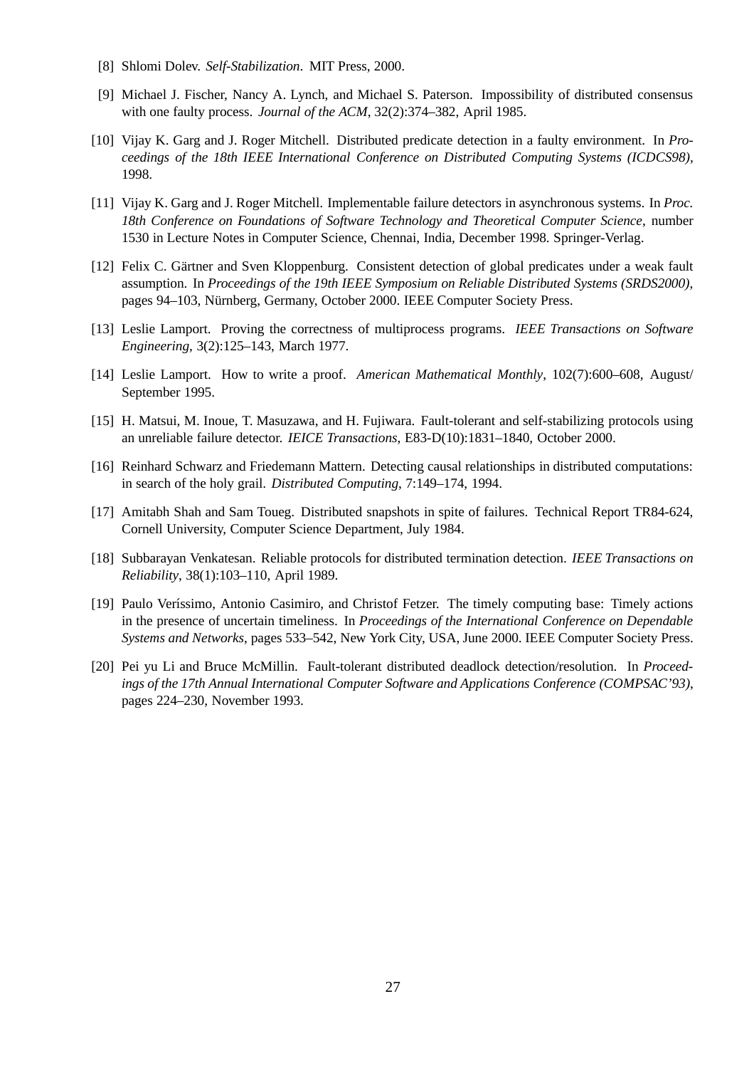[8] Shlomi Dolev. *Self-Stabilization*. MIT Press, 2000.

[9] Michael J. Fischer, Nancy A. Lynch, and Michael S. Paterson. Impossibility of distributed consensus with one faulty process. *Journal of the ACM*, 32(2):374–382, April 1985.

[10] Vijay K. Garg and J. Roger Mitchell. Distributed predicate detection in a faulty environment. In *Proceedings of the 18th IEEE International Conference on Distributed Computing Systems (ICDCS98)*, 1998.

[11] Vijay K. Garg and J. Roger Mitchell. Implementable failure detectors in asynchronous systems. In *Proc. 18th Conference on Foundations of Software Technology and Theoretical Computer Science*, number 1530 in Lecture Notes in Computer Science, Chennai, India, December 1998. Springer-Verlag.

[12] Felix C. Gärtner and Sven Kloppenburg. Consistent detection of global predicates under a weak fault assumption. In *Proceedings of the 19th IEEE Symposium on Reliable Distributed Systems (SRDS2000)*, pages 94–103, Nürnberg, Germany, October 2000. IEEE Computer Society Press.

[13] Leslie Lamport. Proving the correctness of multiprocess programs. *IEEE Transactions on Software Engineering*, 3(2):125–143, March 1977.

[14] Leslie Lamport. How to write a proof. *American Mathematical Monthly*, 102(7):600–608, August/ September 1995.

[15] H. Matsui, M. Inoue, T. Masuzawa, and H. Fujiwara. Fault-tolerant and self-stabilizing protocols using an unreliable failure detector. *IEICE Transactions*, E83-D(10):1831–1840, October 2000.

[16] Reinhard Schwarz and Friedemann Mattern. Detecting causal relationships in distributed computations: in search of the holy grail. *Distributed Computing*, 7:149–174, 1994.

[17] Amitabh Shah and Sam Toueg. Distributed snapshots in spite of failures. Technical Report TR84-624, Cornell University, Computer Science Department, July 1984.

[18] Subbarayan Venkatesan. Reliable protocols for distributed termination detection. *IEEE Transactions on Reliability*, 38(1):103–110, April 1989.

[19] Paulo Veríssimo, Antonio Casimiro, and Christof Fetzer. The timely computing base: Timely actions in the presence of uncertain timeliness. In *Proceedings of the International Conference on Dependable Systems and Networks*, pages 533–542, New York City, USA, June 2000. IEEE Computer Society Press.

[20] Pei yu Li and Bruce McMillin. Fault-tolerant distributed deadlock detection/resolution. In *Proceedings of the 17th Annual International Computer Software and Applications Conference (COMPSAC'93)*, pages 224–230, November 1993.